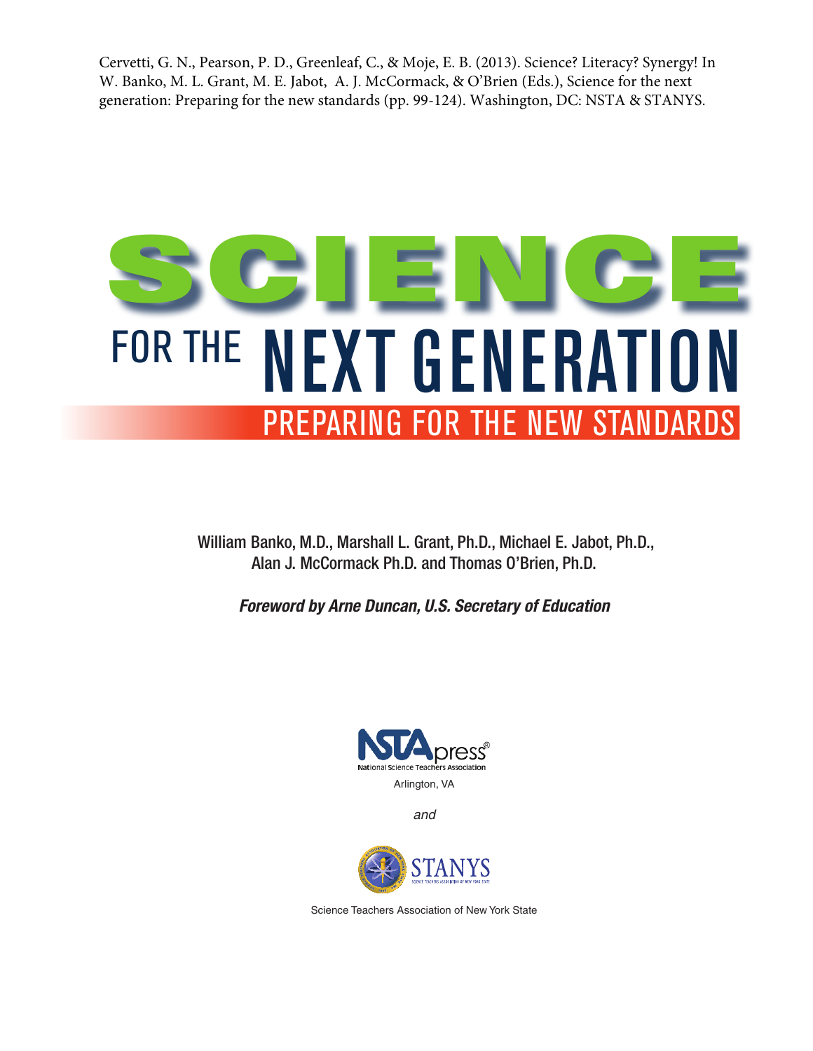Cervetti, G. N., Pearson, P. D., Greenleaf, C., & Moje, E. B. (2013). Science? Literacy? Synergy! In W. Banko, M. L. Grant, M. E. Jabot, A. J. McCormack, & O'Brien (Eds.), Science for the next generation: Preparing for the new standards (pp. 99-124). Washington, DC: NSTA & STANYS.

# SCIENCE FOR THE NEXT GENERATION

## PREPARING FOR THE NEW STANDARDS

William Banko, M.D., Marshall L. Grant, Ph.D., Michael E. Jabot, Ph.D., Alan J. McCormack Ph.D. and Thomas O'Brien, Ph.D.

***Foreword by Arne Duncan, U.S. Secretary of Education***

NSTApress®
National Science Teachers Association
Arlington, VA

*and*

STANYS
Science Teachers Association of New York State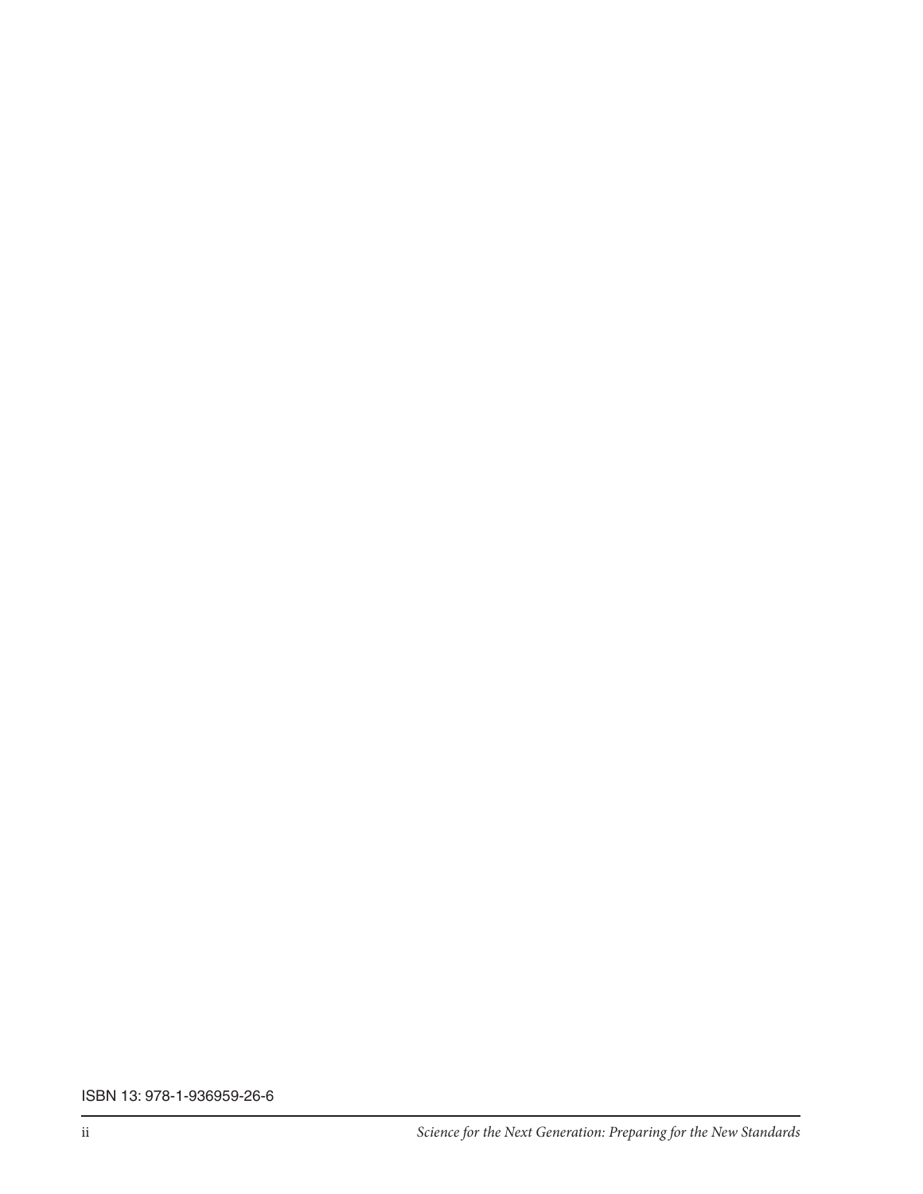ISBN 13: 978-1-936959-26-6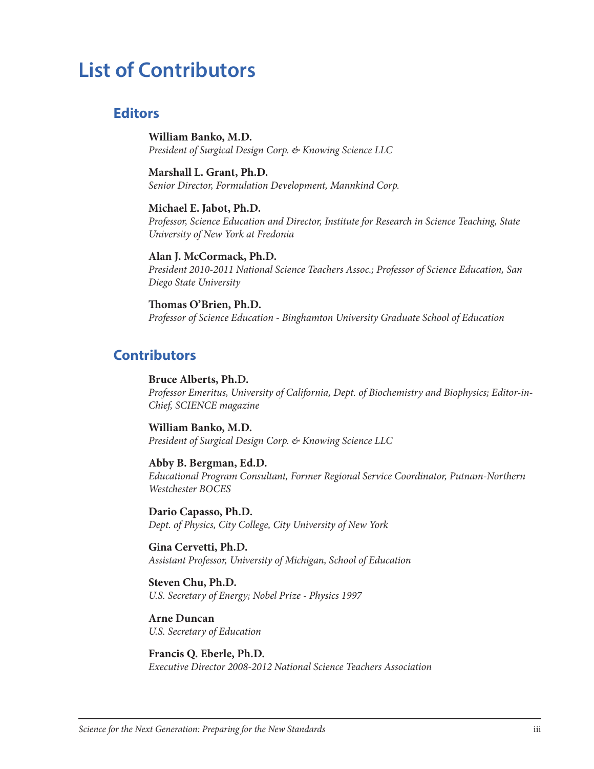# List of Contributors

## Editors

**William Banko, M.D.**
*President of Surgical Design Corp. & Knowing Science LLC*

**Marshall L. Grant, Ph.D.**
*Senior Director, Formulation Development, Mannkind Corp.*

**Michael E. Jabot, Ph.D.**
*Professor, Science Education and Director, Institute for Research in Science Teaching, State University of New York at Fredonia*

**Alan J. McCormack, Ph.D.**
*President 2010-2011 National Science Teachers Assoc.; Professor of Science Education, San Diego State University*

**Thomas O'Brien, Ph.D.**
*Professor of Science Education - Binghamton University Graduate School of Education*

## Contributors

**Bruce Alberts, Ph.D.**
*Professor Emeritus, University of California, Dept. of Biochemistry and Biophysics; Editor-in-Chief, SCIENCE magazine*

**William Banko, M.D.**
*President of Surgical Design Corp. & Knowing Science LLC*

**Abby B. Bergman, Ed.D.**
*Educational Program Consultant, Former Regional Service Coordinator, Putnam-Northern Westchester BOCES*

**Dario Capasso, Ph.D.**
*Dept. of Physics, City College, City University of New York*

**Gina Cervetti, Ph.D.**
*Assistant Professor, University of Michigan, School of Education*

**Steven Chu, Ph.D.**
*U.S. Secretary of Energy; Nobel Prize - Physics 1997*

**Arne Duncan**
*U.S. Secretary of Education*

**Francis Q. Eberle, Ph.D.**
*Executive Director 2008-2012 National Science Teachers Association*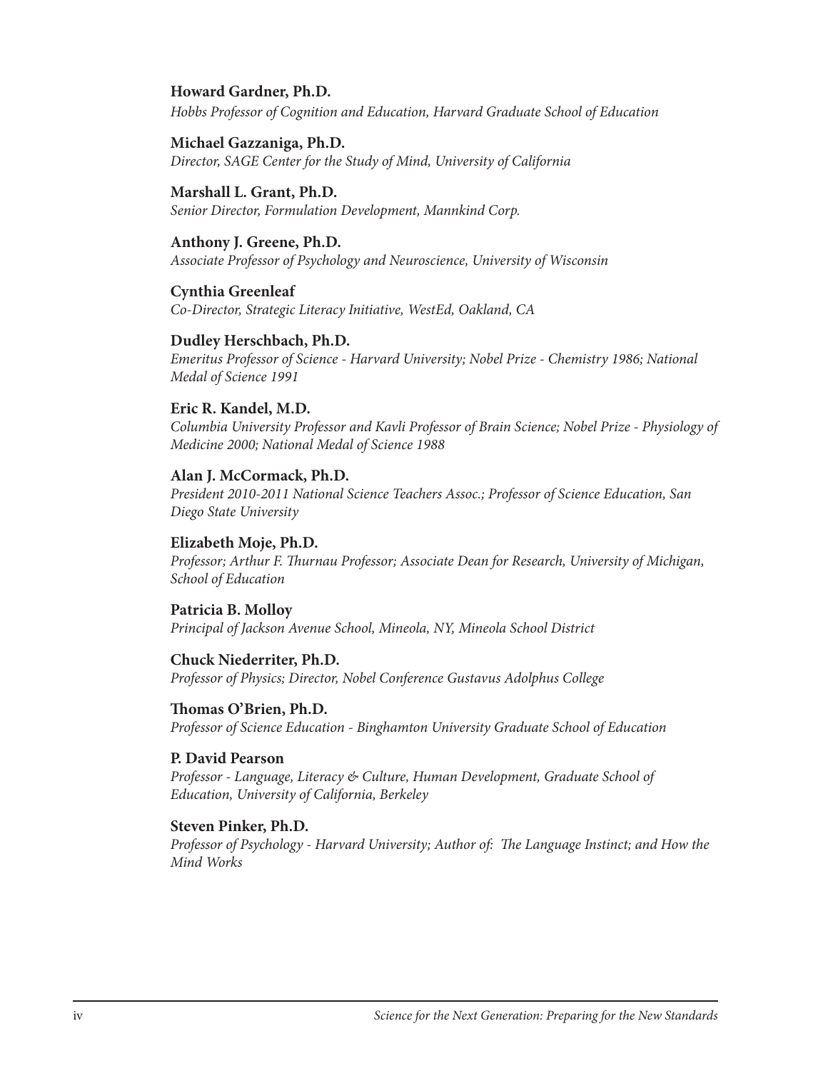**Howard Gardner, Ph.D.**
*Hobbs Professor of Cognition and Education, Harvard Graduate School of Education*

**Michael Gazzaniga, Ph.D.**
*Director, SAGE Center for the Study of Mind, University of California*

**Marshall L. Grant, Ph.D.**
*Senior Director, Formulation Development, Mannkind Corp.*

**Anthony J. Greene, Ph.D.**
*Associate Professor of Psychology and Neuroscience, University of Wisconsin*

**Cynthia Greenleaf**
*Co-Director, Strategic Literacy Initiative, WestEd, Oakland, CA*

**Dudley Herschbach, Ph.D.**
*Emeritus Professor of Science - Harvard University; Nobel Prize - Chemistry 1986; National Medal of Science 1991*

**Eric R. Kandel, M.D.**
*Columbia University Professor and Kavli Professor of Brain Science; Nobel Prize - Physiology of Medicine 2000; National Medal of Science 1988*

**Alan J. McCormack, Ph.D.**
*President 2010-2011 National Science Teachers Assoc.; Professor of Science Education, San Diego State University*

**Elizabeth Moje, Ph.D.**
*Professor; Arthur F. Thurnau Professor; Associate Dean for Research, University of Michigan, School of Education*

**Patricia B. Molloy**
*Principal of Jackson Avenue School, Mineola, NY, Mineola School District*

**Chuck Niederriter, Ph.D.**
*Professor of Physics; Director, Nobel Conference Gustavus Adolphus College*

**Thomas O'Brien, Ph.D.**
*Professor of Science Education - Binghamton University Graduate School of Education*

**P. David Pearson**
*Professor - Language, Literacy & Culture, Human Development, Graduate School of Education, University of California, Berkeley*

**Steven Pinker, Ph.D.**
*Professor of Psychology - Harvard University; Author of: The Language Instinct; and How the Mind Works*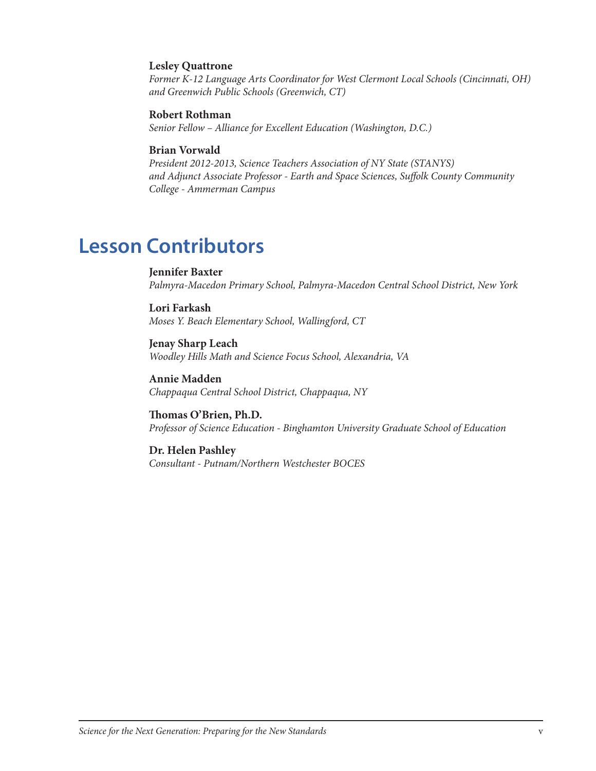**Lesley Quattrone**
*Former K-12 Language Arts Coordinator for West Clermont Local Schools (Cincinnati, OH) and Greenwich Public Schools (Greenwich, CT)*

**Robert Rothman**
*Senior Fellow – Alliance for Excellent Education (Washington, D.C.)*

**Brian Vorwald**
*President 2012-2013, Science Teachers Association of NY State (STANYS) and Adjunct Associate Professor - Earth and Space Sciences, Suffolk County Community College - Ammerman Campus*

## Lesson Contributors

**Jennifer Baxter**
*Palmyra-Macedon Primary School, Palmyra-Macedon Central School District, New York*

**Lori Farkash**
*Moses Y. Beach Elementary School, Wallingford, CT*

**Jenay Sharp Leach**
*Woodley Hills Math and Science Focus School, Alexandria, VA*

**Annie Madden**
*Chappaqua Central School District, Chappaqua, NY*

**Thomas O'Brien, Ph.D.**
*Professor of Science Education - Binghamton University Graduate School of Education*

**Dr. Helen Pashley**
*Consultant - Putnam/Northern Westchester BOCES*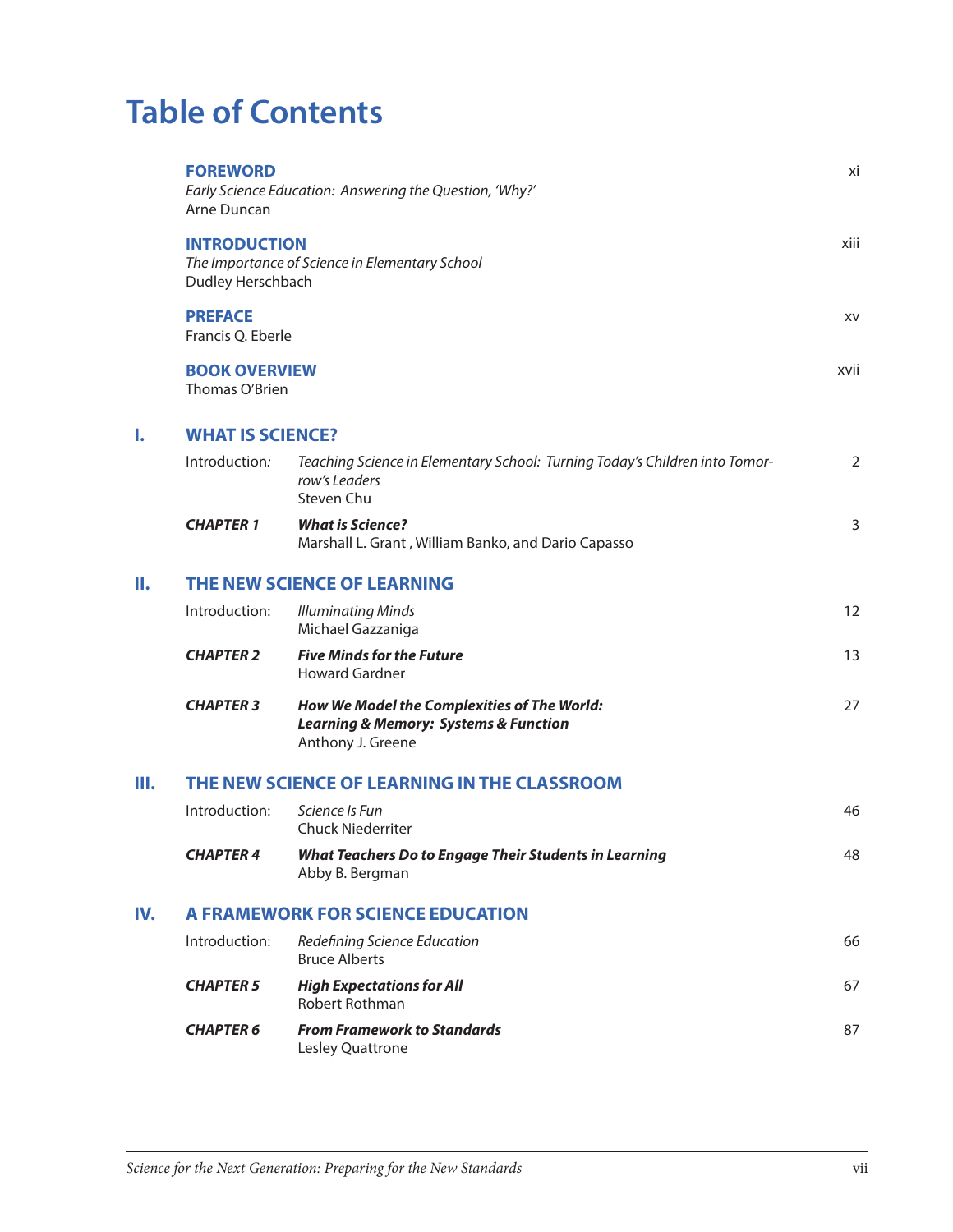# Table of Contents

**FOREWORD** — xi
*Early Science Education: Answering the Question, 'Why?'*
Arne Duncan

**INTRODUCTION** — xiii
*The Importance of Science in Elementary School*
Dudley Herschbach

**PREFACE** — xv
Francis Q. Eberle

**BOOK OVERVIEW** — xvii
Thomas O'Brien

## I. WHAT IS SCIENCE?

| | | |
|---|---|---|
| Introduction: | *Teaching Science in Elementary School: Turning Today's Children into Tomorrow's Leaders*<br>Steven Chu | 2 |
| ***CHAPTER 1*** | ***What is Science?***<br>Marshall L. Grant , William Banko, and Dario Capasso | 3 |

## II. THE NEW SCIENCE OF LEARNING

| | | |
|---|---|---|
| Introduction: | *Illuminating Minds*<br>Michael Gazzaniga | 12 |
| ***CHAPTER 2*** | ***Five Minds for the Future***<br>Howard Gardner | 13 |
| ***CHAPTER 3*** | ***How We Model the Complexities of The World: Learning & Memory: Systems & Function***<br>Anthony J. Greene | 27 |

## III. THE NEW SCIENCE OF LEARNING IN THE CLASSROOM

| | | |
|---|---|---|
| Introduction: | *Science Is Fun*<br>Chuck Niederriter | 46 |
| ***CHAPTER 4*** | ***What Teachers Do to Engage Their Students in Learning***<br>Abby B. Bergman | 48 |

## IV. A FRAMEWORK FOR SCIENCE EDUCATION

| | | |
|---|---|---|
| Introduction: | *Redefining Science Education*<br>Bruce Alberts | 66 |
| ***CHAPTER 5*** | ***High Expectations for All***<br>Robert Rothman | 67 |
| ***CHAPTER 6*** | ***From Framework to Standards***<br>Lesley Quattrone | 87 |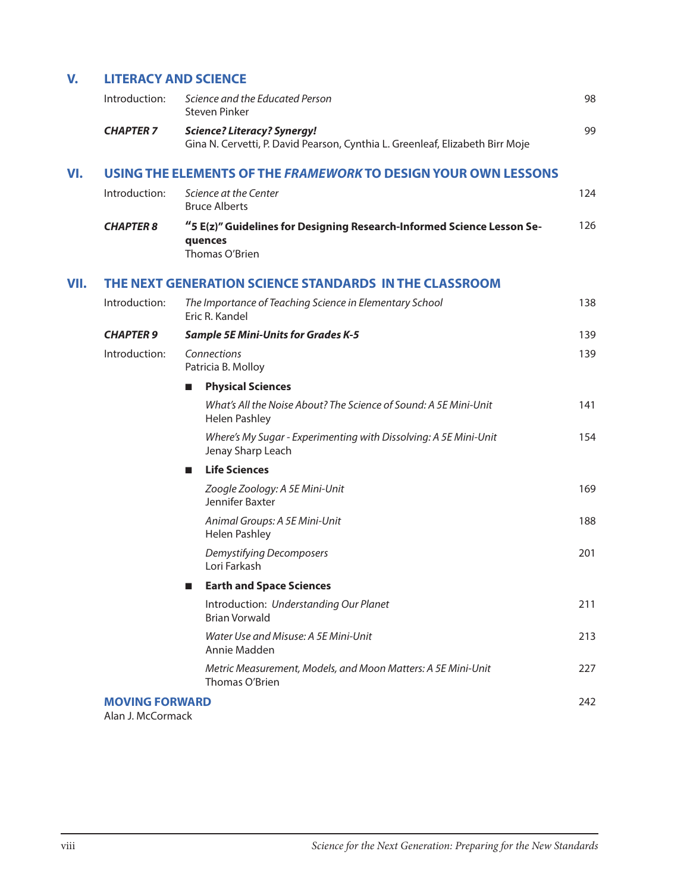## V. LITERACY AND SCIENCE

Introduction: *Science and the Educated Person* — 98
Steven Pinker

***CHAPTER 7*** ***Science? Literacy? Synergy!*** — 99
Gina N. Cervetti, P. David Pearson, Cynthia L. Greenleaf, Elizabeth Birr Moje

## VI. USING THE ELEMENTS OF THE *FRAMEWORK* TO DESIGN YOUR OWN LESSONS

Introduction: *Science at the Center* — 124
Bruce Alberts

***CHAPTER 8*** **"5 E(z)" Guidelines for Designing Research-Informed Science Lesson Sequences** — 126
Thomas O'Brien

## VII. THE NEXT GENERATION SCIENCE STANDARDS IN THE CLASSROOM

Introduction: *The Importance of Teaching Science in Elementary School* — 138
Eric R. Kandel

***CHAPTER 9*** ***Sample 5E Mini-Units for Grades K-5*** — 139

Introduction: *Connections* — 139
Patricia B. Molloy

- **Physical Sciences**

  *What's All the Noise About? The Science of Sound: A 5E Mini-Unit* — 141
  Helen Pashley

  *Where's My Sugar - Experimenting with Dissolving: A 5E Mini-Unit* — 154
  Jenay Sharp Leach

- **Life Sciences**

  *Zoogle Zoology: A 5E Mini-Unit* — 169
  Jennifer Baxter

  *Animal Groups: A 5E Mini-Unit* — 188
  Helen Pashley

  *Demystifying Decomposers* — 201
  Lori Farkash

- **Earth and Space Sciences**

  Introduction: *Understanding Our Planet* — 211
  Brian Vorwald

  *Water Use and Misuse: A 5E Mini-Unit* — 213
  Annie Madden

  *Metric Measurement, Models, and Moon Matters: A 5E Mini-Unit* — 227
  Thomas O'Brien

## MOVING FORWARD — 242

Alan J. McCormack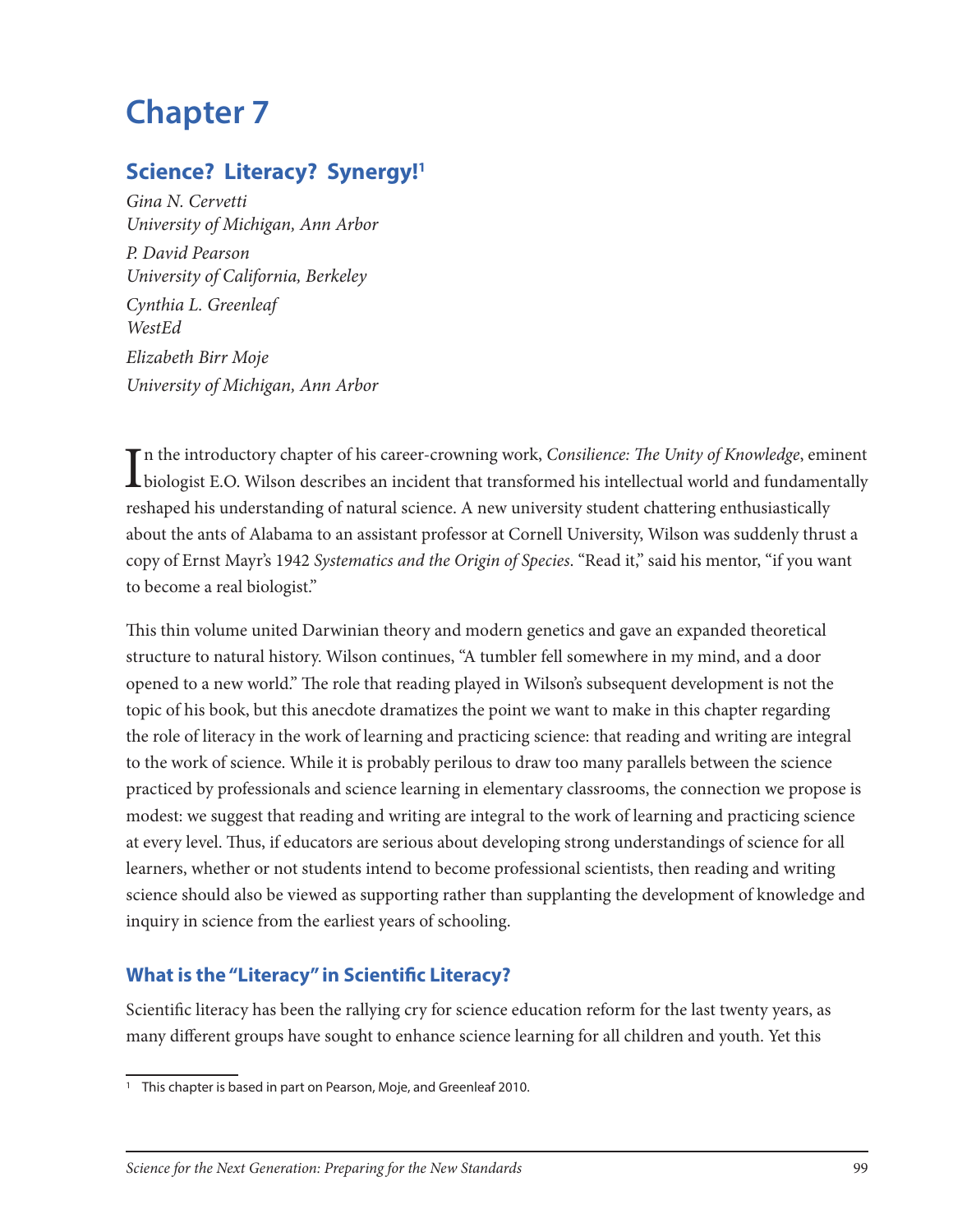# Chapter 7

## Science? Literacy? Synergy![1]

*Gina N. Cervetti*
*University of Michigan, Ann Arbor*

*P. David Pearson*
*University of California, Berkeley*

*Cynthia L. Greenleaf*
*WestEd*

*Elizabeth Birr Moje*
*University of Michigan, Ann Arbor*

In the introductory chapter of his career-crowning work, *Consilience: The Unity of Knowledge*, eminent biologist E.O. Wilson describes an incident that transformed his intellectual world and fundamentally reshaped his understanding of natural science. A new university student chattering enthusiastically about the ants of Alabama to an assistant professor at Cornell University, Wilson was suddenly thrust a copy of Ernst Mayr's 1942 *Systematics and the Origin of Species*. "Read it," said his mentor, "if you want to become a real biologist."

This thin volume united Darwinian theory and modern genetics and gave an expanded theoretical structure to natural history. Wilson continues, "A tumbler fell somewhere in my mind, and a door opened to a new world." The role that reading played in Wilson's subsequent development is not the topic of his book, but this anecdote dramatizes the point we want to make in this chapter regarding the role of literacy in the work of learning and practicing science: that reading and writing are integral to the work of science. While it is probably perilous to draw too many parallels between the science practiced by professionals and science learning in elementary classrooms, the connection we propose is modest: we suggest that reading and writing are integral to the work of learning and practicing science at every level. Thus, if educators are serious about developing strong understandings of science for all learners, whether or not students intend to become professional scientists, then reading and writing science should also be viewed as supporting rather than supplanting the development of knowledge and inquiry in science from the earliest years of schooling.

### What is the "Literacy" in Scientific Literacy?

Scientific literacy has been the rallying cry for science education reform for the last twenty years, as many different groups have sought to enhance science learning for all children and youth. Yet this

[1] This chapter is based in part on Pearson, Moje, and Greenleaf 2010.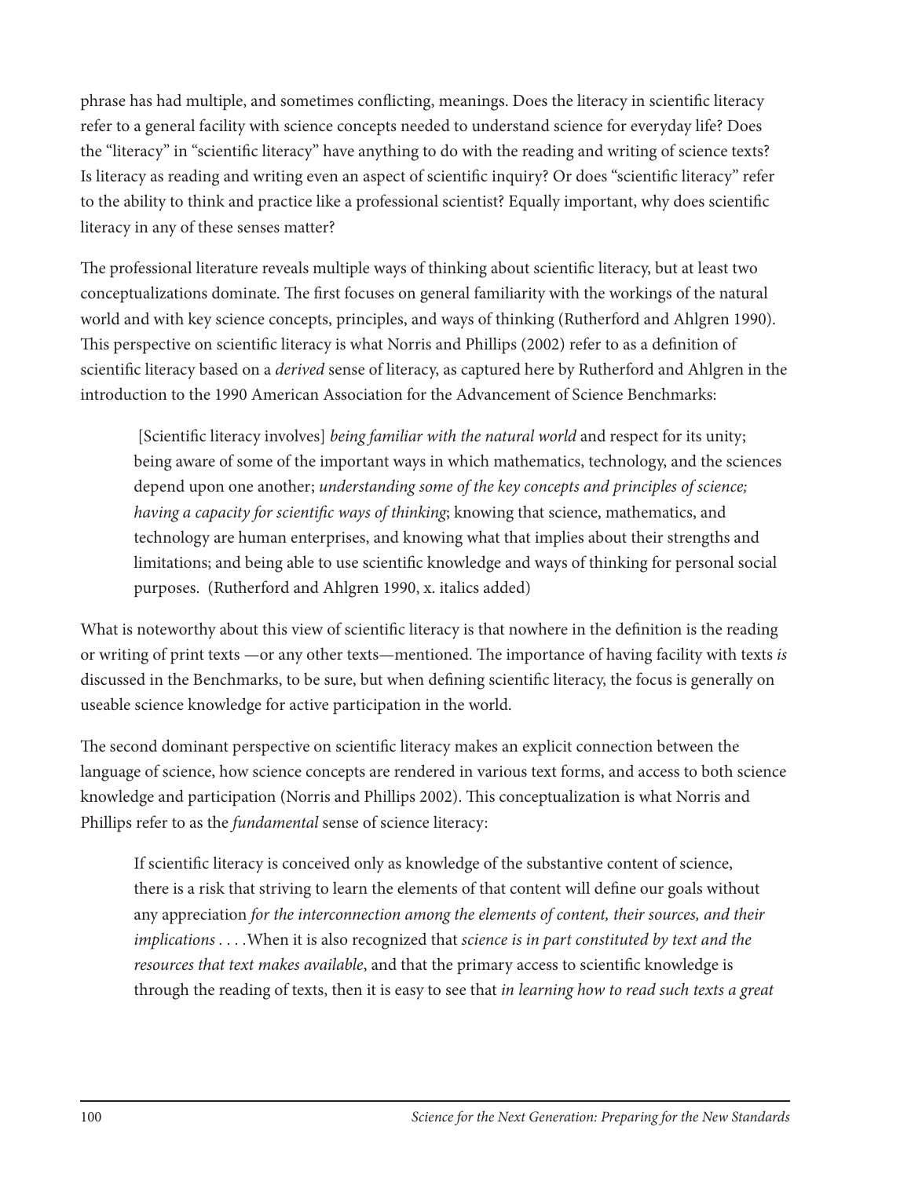phrase has had multiple, and sometimes conflicting, meanings. Does the literacy in scientific literacy refer to a general facility with science concepts needed to understand science for everyday life? Does the "literacy" in "scientific literacy" have anything to do with the reading and writing of science texts? Is literacy as reading and writing even an aspect of scientific inquiry? Or does "scientific literacy" refer to the ability to think and practice like a professional scientist? Equally important, why does scientific literacy in any of these senses matter?

The professional literature reveals multiple ways of thinking about scientific literacy, but at least two conceptualizations dominate. The first focuses on general familiarity with the workings of the natural world and with key science concepts, principles, and ways of thinking (Rutherford and Ahlgren 1990). This perspective on scientific literacy is what Norris and Phillips (2002) refer to as a definition of scientific literacy based on a *derived* sense of literacy, as captured here by Rutherford and Ahlgren in the introduction to the 1990 American Association for the Advancement of Science Benchmarks:

> [Scientific literacy involves] *being familiar with the natural world* and respect for its unity; being aware of some of the important ways in which mathematics, technology, and the sciences depend upon one another; *understanding some of the key concepts and principles of science; having a capacity for scientific ways of thinking*; knowing that science, mathematics, and technology are human enterprises, and knowing what that implies about their strengths and limitations; and being able to use scientific knowledge and ways of thinking for personal social purposes. (Rutherford and Ahlgren 1990, x. italics added)

What is noteworthy about this view of scientific literacy is that nowhere in the definition is the reading or writing of print texts —or any other texts—mentioned. The importance of having facility with texts *is* discussed in the Benchmarks, to be sure, but when defining scientific literacy, the focus is generally on useable science knowledge for active participation in the world.

The second dominant perspective on scientific literacy makes an explicit connection between the language of science, how science concepts are rendered in various text forms, and access to both science knowledge and participation (Norris and Phillips 2002). This conceptualization is what Norris and Phillips refer to as the *fundamental* sense of science literacy:

> If scientific literacy is conceived only as knowledge of the substantive content of science, there is a risk that striving to learn the elements of that content will define our goals without any appreciation *for the interconnection among the elements of content, their sources, and their implications* . . . .When it is also recognized that *science is in part constituted by text and the resources that text makes available*, and that the primary access to scientific knowledge is through the reading of texts, then it is easy to see that *in learning how to read such texts a great*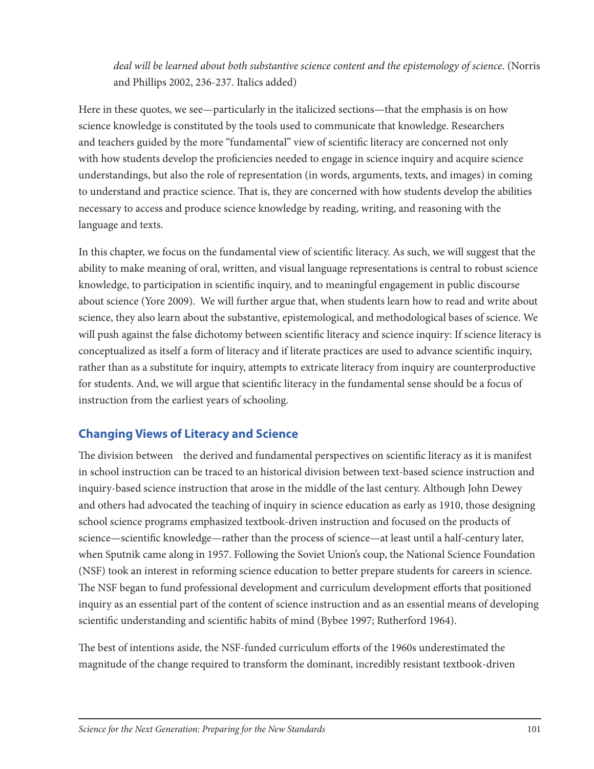> *deal will be learned about both substantive science content and the epistemology of science*. (Norris and Phillips 2002, 236-237. Italics added)

Here in these quotes, we see—particularly in the italicized sections—that the emphasis is on how science knowledge is constituted by the tools used to communicate that knowledge. Researchers and teachers guided by the more "fundamental" view of scientific literacy are concerned not only with how students develop the proficiencies needed to engage in science inquiry and acquire science understandings, but also the role of representation (in words, arguments, texts, and images) in coming to understand and practice science. That is, they are concerned with how students develop the abilities necessary to access and produce science knowledge by reading, writing, and reasoning with the language and texts.

In this chapter, we focus on the fundamental view of scientific literacy. As such, we will suggest that the ability to make meaning of oral, written, and visual language representations is central to robust science knowledge, to participation in scientific inquiry, and to meaningful engagement in public discourse about science (Yore 2009). We will further argue that, when students learn how to read and write about science, they also learn about the substantive, epistemological, and methodological bases of science. We will push against the false dichotomy between scientific literacy and science inquiry: If science literacy is conceptualized as itself a form of literacy and if literate practices are used to advance scientific inquiry, rather than as a substitute for inquiry, attempts to extricate literacy from inquiry are counterproductive for students. And, we will argue that scientific literacy in the fundamental sense should be a focus of instruction from the earliest years of schooling.

## Changing Views of Literacy and Science

The division between the derived and fundamental perspectives on scientific literacy as it is manifest in school instruction can be traced to an historical division between text-based science instruction and inquiry-based science instruction that arose in the middle of the last century. Although John Dewey and others had advocated the teaching of inquiry in science education as early as 1910, those designing school science programs emphasized textbook-driven instruction and focused on the products of science—scientific knowledge—rather than the process of science—at least until a half-century later, when Sputnik came along in 1957. Following the Soviet Union's coup, the National Science Foundation (NSF) took an interest in reforming science education to better prepare students for careers in science. The NSF began to fund professional development and curriculum development efforts that positioned inquiry as an essential part of the content of science instruction and as an essential means of developing scientific understanding and scientific habits of mind (Bybee 1997; Rutherford 1964).

The best of intentions aside, the NSF-funded curriculum efforts of the 1960s underestimated the magnitude of the change required to transform the dominant, incredibly resistant textbook-driven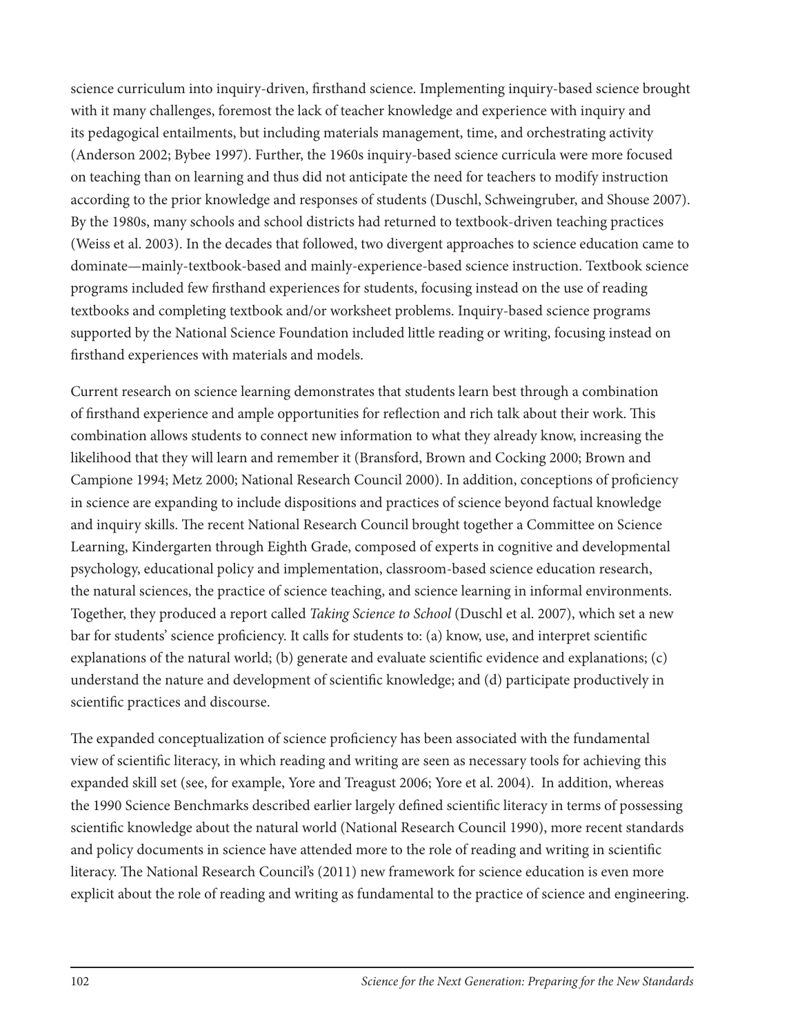science curriculum into inquiry-driven, firsthand science. Implementing inquiry-based science brought with it many challenges, foremost the lack of teacher knowledge and experience with inquiry and its pedagogical entailments, but including materials management, time, and orchestrating activity (Anderson 2002; Bybee 1997). Further, the 1960s inquiry-based science curricula were more focused on teaching than on learning and thus did not anticipate the need for teachers to modify instruction according to the prior knowledge and responses of students (Duschl, Schweingruber, and Shouse 2007). By the 1980s, many schools and school districts had returned to textbook-driven teaching practices (Weiss et al. 2003). In the decades that followed, two divergent approaches to science education came to dominate—mainly-textbook-based and mainly-experience-based science instruction. Textbook science programs included few firsthand experiences for students, focusing instead on the use of reading textbooks and completing textbook and/or worksheet problems. Inquiry-based science programs supported by the National Science Foundation included little reading or writing, focusing instead on firsthand experiences with materials and models.

Current research on science learning demonstrates that students learn best through a combination of firsthand experience and ample opportunities for reflection and rich talk about their work. This combination allows students to connect new information to what they already know, increasing the likelihood that they will learn and remember it (Bransford, Brown and Cocking 2000; Brown and Campione 1994; Metz 2000; National Research Council 2000). In addition, conceptions of proficiency in science are expanding to include dispositions and practices of science beyond factual knowledge and inquiry skills. The recent National Research Council brought together a Committee on Science Learning, Kindergarten through Eighth Grade, composed of experts in cognitive and developmental psychology, educational policy and implementation, classroom-based science education research, the natural sciences, the practice of science teaching, and science learning in informal environments. Together, they produced a report called *Taking Science to School* (Duschl et al. 2007), which set a new bar for students' science proficiency. It calls for students to: (a) know, use, and interpret scientific explanations of the natural world; (b) generate and evaluate scientific evidence and explanations; (c) understand the nature and development of scientific knowledge; and (d) participate productively in scientific practices and discourse.

The expanded conceptualization of science proficiency has been associated with the fundamental view of scientific literacy, in which reading and writing are seen as necessary tools for achieving this expanded skill set (see, for example, Yore and Treagust 2006; Yore et al. 2004). In addition, whereas the 1990 Science Benchmarks described earlier largely defined scientific literacy in terms of possessing scientific knowledge about the natural world (National Research Council 1990), more recent standards and policy documents in science have attended more to the role of reading and writing in scientific literacy. The National Research Council's (2011) new framework for science education is even more explicit about the role of reading and writing as fundamental to the practice of science and engineering.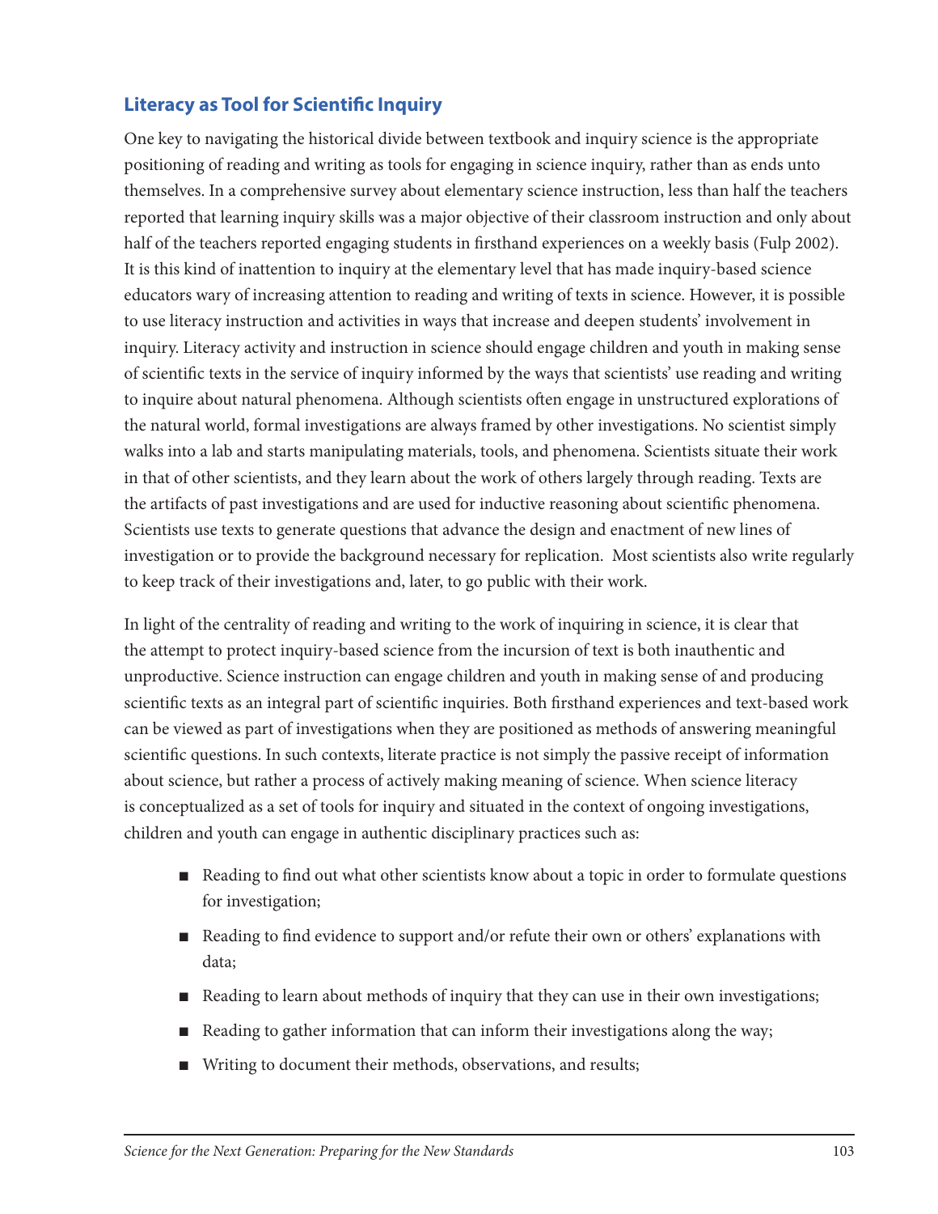## Literacy as Tool for Scientific Inquiry

One key to navigating the historical divide between textbook and inquiry science is the appropriate positioning of reading and writing as tools for engaging in science inquiry, rather than as ends unto themselves. In a comprehensive survey about elementary science instruction, less than half the teachers reported that learning inquiry skills was a major objective of their classroom instruction and only about half of the teachers reported engaging students in firsthand experiences on a weekly basis (Fulp 2002). It is this kind of inattention to inquiry at the elementary level that has made inquiry-based science educators wary of increasing attention to reading and writing of texts in science. However, it is possible to use literacy instruction and activities in ways that increase and deepen students' involvement in inquiry. Literacy activity and instruction in science should engage children and youth in making sense of scientific texts in the service of inquiry informed by the ways that scientists' use reading and writing to inquire about natural phenomena. Although scientists often engage in unstructured explorations of the natural world, formal investigations are always framed by other investigations. No scientist simply walks into a lab and starts manipulating materials, tools, and phenomena. Scientists situate their work in that of other scientists, and they learn about the work of others largely through reading. Texts are the artifacts of past investigations and are used for inductive reasoning about scientific phenomena. Scientists use texts to generate questions that advance the design and enactment of new lines of investigation or to provide the background necessary for replication. Most scientists also write regularly to keep track of their investigations and, later, to go public with their work.

In light of the centrality of reading and writing to the work of inquiring in science, it is clear that the attempt to protect inquiry-based science from the incursion of text is both inauthentic and unproductive. Science instruction can engage children and youth in making sense of and producing scientific texts as an integral part of scientific inquiries. Both firsthand experiences and text-based work can be viewed as part of investigations when they are positioned as methods of answering meaningful scientific questions. In such contexts, literate practice is not simply the passive receipt of information about science, but rather a process of actively making meaning of science. When science literacy is conceptualized as a set of tools for inquiry and situated in the context of ongoing investigations, children and youth can engage in authentic disciplinary practices such as:

- Reading to find out what other scientists know about a topic in order to formulate questions for investigation;
- Reading to find evidence to support and/or refute their own or others' explanations with data;
- Reading to learn about methods of inquiry that they can use in their own investigations;
- Reading to gather information that can inform their investigations along the way;
- Writing to document their methods, observations, and results;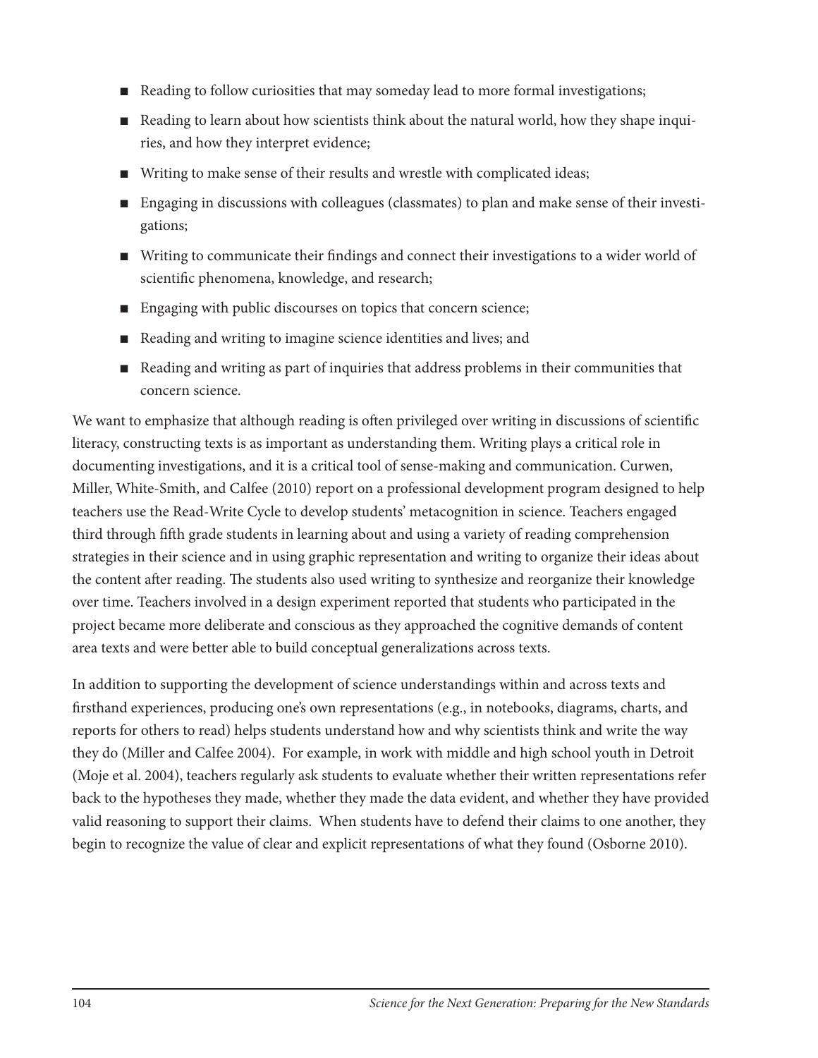- Reading to follow curiosities that may someday lead to more formal investigations;
- Reading to learn about how scientists think about the natural world, how they shape inquiries, and how they interpret evidence;
- Writing to make sense of their results and wrestle with complicated ideas;
- Engaging in discussions with colleagues (classmates) to plan and make sense of their investigations;
- Writing to communicate their findings and connect their investigations to a wider world of scientific phenomena, knowledge, and research;
- Engaging with public discourses on topics that concern science;
- Reading and writing to imagine science identities and lives; and
- Reading and writing as part of inquiries that address problems in their communities that concern science.

We want to emphasize that although reading is often privileged over writing in discussions of scientific literacy, constructing texts is as important as understanding them. Writing plays a critical role in documenting investigations, and it is a critical tool of sense-making and communication. Curwen, Miller, White-Smith, and Calfee (2010) report on a professional development program designed to help teachers use the Read-Write Cycle to develop students' metacognition in science. Teachers engaged third through fifth grade students in learning about and using a variety of reading comprehension strategies in their science and in using graphic representation and writing to organize their ideas about the content after reading. The students also used writing to synthesize and reorganize their knowledge over time. Teachers involved in a design experiment reported that students who participated in the project became more deliberate and conscious as they approached the cognitive demands of content area texts and were better able to build conceptual generalizations across texts.

In addition to supporting the development of science understandings within and across texts and firsthand experiences, producing one's own representations (e.g., in notebooks, diagrams, charts, and reports for others to read) helps students understand how and why scientists think and write the way they do (Miller and Calfee 2004). For example, in work with middle and high school youth in Detroit (Moje et al. 2004), teachers regularly ask students to evaluate whether their written representations refer back to the hypotheses they made, whether they made the data evident, and whether they have provided valid reasoning to support their claims. When students have to defend their claims to one another, they begin to recognize the value of clear and explicit representations of what they found (Osborne 2010).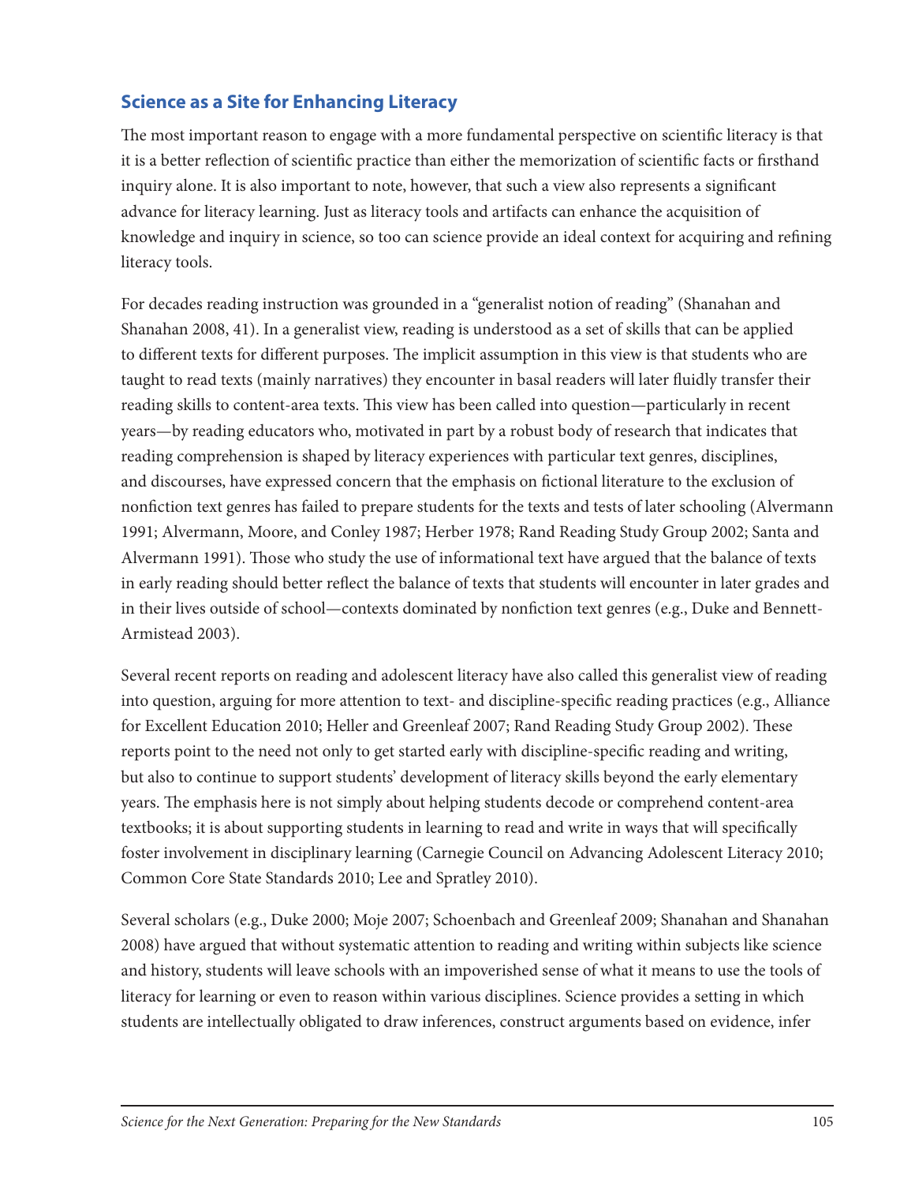## Science as a Site for Enhancing Literacy

The most important reason to engage with a more fundamental perspective on scientific literacy is that it is a better reflection of scientific practice than either the memorization of scientific facts or firsthand inquiry alone. It is also important to note, however, that such a view also represents a significant advance for literacy learning. Just as literacy tools and artifacts can enhance the acquisition of knowledge and inquiry in science, so too can science provide an ideal context for acquiring and refining literacy tools.

For decades reading instruction was grounded in a "generalist notion of reading" (Shanahan and Shanahan 2008, 41). In a generalist view, reading is understood as a set of skills that can be applied to different texts for different purposes. The implicit assumption in this view is that students who are taught to read texts (mainly narratives) they encounter in basal readers will later fluidly transfer their reading skills to content-area texts. This view has been called into question—particularly in recent years—by reading educators who, motivated in part by a robust body of research that indicates that reading comprehension is shaped by literacy experiences with particular text genres, disciplines, and discourses, have expressed concern that the emphasis on fictional literature to the exclusion of nonfiction text genres has failed to prepare students for the texts and tests of later schooling (Alvermann 1991; Alvermann, Moore, and Conley 1987; Herber 1978; Rand Reading Study Group 2002; Santa and Alvermann 1991). Those who study the use of informational text have argued that the balance of texts in early reading should better reflect the balance of texts that students will encounter in later grades and in their lives outside of school—contexts dominated by nonfiction text genres (e.g., Duke and Bennett-Armistead 2003).

Several recent reports on reading and adolescent literacy have also called this generalist view of reading into question, arguing for more attention to text- and discipline-specific reading practices (e.g., Alliance for Excellent Education 2010; Heller and Greenleaf 2007; Rand Reading Study Group 2002). These reports point to the need not only to get started early with discipline-specific reading and writing, but also to continue to support students' development of literacy skills beyond the early elementary years. The emphasis here is not simply about helping students decode or comprehend content-area textbooks; it is about supporting students in learning to read and write in ways that will specifically foster involvement in disciplinary learning (Carnegie Council on Advancing Adolescent Literacy 2010; Common Core State Standards 2010; Lee and Spratley 2010).

Several scholars (e.g., Duke 2000; Moje 2007; Schoenbach and Greenleaf 2009; Shanahan and Shanahan 2008) have argued that without systematic attention to reading and writing within subjects like science and history, students will leave schools with an impoverished sense of what it means to use the tools of literacy for learning or even to reason within various disciplines. Science provides a setting in which students are intellectually obligated to draw inferences, construct arguments based on evidence, infer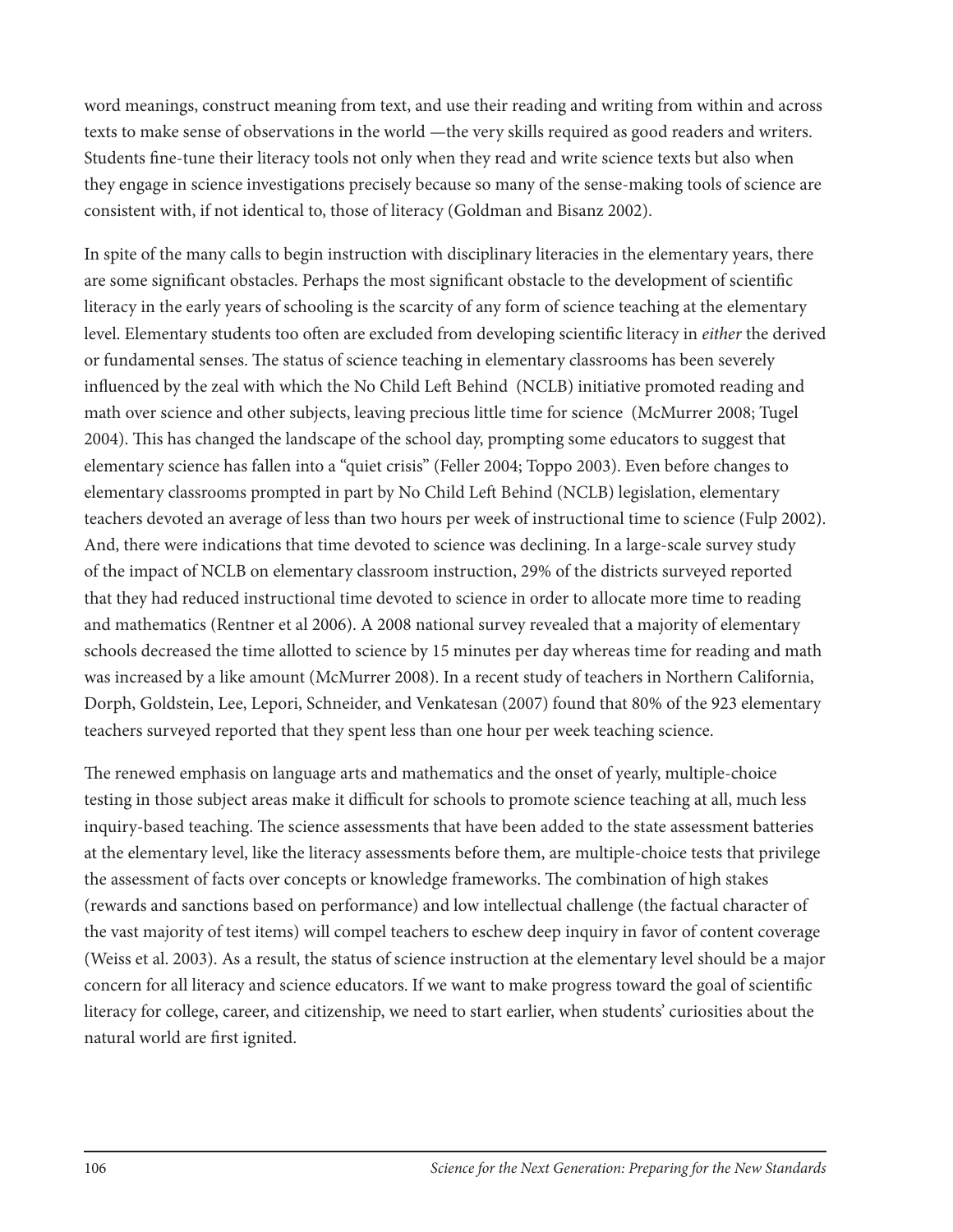word meanings, construct meaning from text, and use their reading and writing from within and across texts to make sense of observations in the world —the very skills required as good readers and writers. Students fine-tune their literacy tools not only when they read and write science texts but also when they engage in science investigations precisely because so many of the sense-making tools of science are consistent with, if not identical to, those of literacy (Goldman and Bisanz 2002).

In spite of the many calls to begin instruction with disciplinary literacies in the elementary years, there are some significant obstacles. Perhaps the most significant obstacle to the development of scientific literacy in the early years of schooling is the scarcity of any form of science teaching at the elementary level. Elementary students too often are excluded from developing scientific literacy in *either* the derived or fundamental senses. The status of science teaching in elementary classrooms has been severely influenced by the zeal with which the No Child Left Behind (NCLB) initiative promoted reading and math over science and other subjects, leaving precious little time for science (McMurrer 2008; Tugel 2004). This has changed the landscape of the school day, prompting some educators to suggest that elementary science has fallen into a "quiet crisis" (Feller 2004; Toppo 2003). Even before changes to elementary classrooms prompted in part by No Child Left Behind (NCLB) legislation, elementary teachers devoted an average of less than two hours per week of instructional time to science (Fulp 2002). And, there were indications that time devoted to science was declining. In a large-scale survey study of the impact of NCLB on elementary classroom instruction, 29% of the districts surveyed reported that they had reduced instructional time devoted to science in order to allocate more time to reading and mathematics (Rentner et al 2006). A 2008 national survey revealed that a majority of elementary schools decreased the time allotted to science by 15 minutes per day whereas time for reading and math was increased by a like amount (McMurrer 2008). In a recent study of teachers in Northern California, Dorph, Goldstein, Lee, Lepori, Schneider, and Venkatesan (2007) found that 80% of the 923 elementary teachers surveyed reported that they spent less than one hour per week teaching science.

The renewed emphasis on language arts and mathematics and the onset of yearly, multiple-choice testing in those subject areas make it difficult for schools to promote science teaching at all, much less inquiry-based teaching. The science assessments that have been added to the state assessment batteries at the elementary level, like the literacy assessments before them, are multiple-choice tests that privilege the assessment of facts over concepts or knowledge frameworks. The combination of high stakes (rewards and sanctions based on performance) and low intellectual challenge (the factual character of the vast majority of test items) will compel teachers to eschew deep inquiry in favor of content coverage (Weiss et al. 2003). As a result, the status of science instruction at the elementary level should be a major concern for all literacy and science educators. If we want to make progress toward the goal of scientific literacy for college, career, and citizenship, we need to start earlier, when students' curiosities about the natural world are first ignited.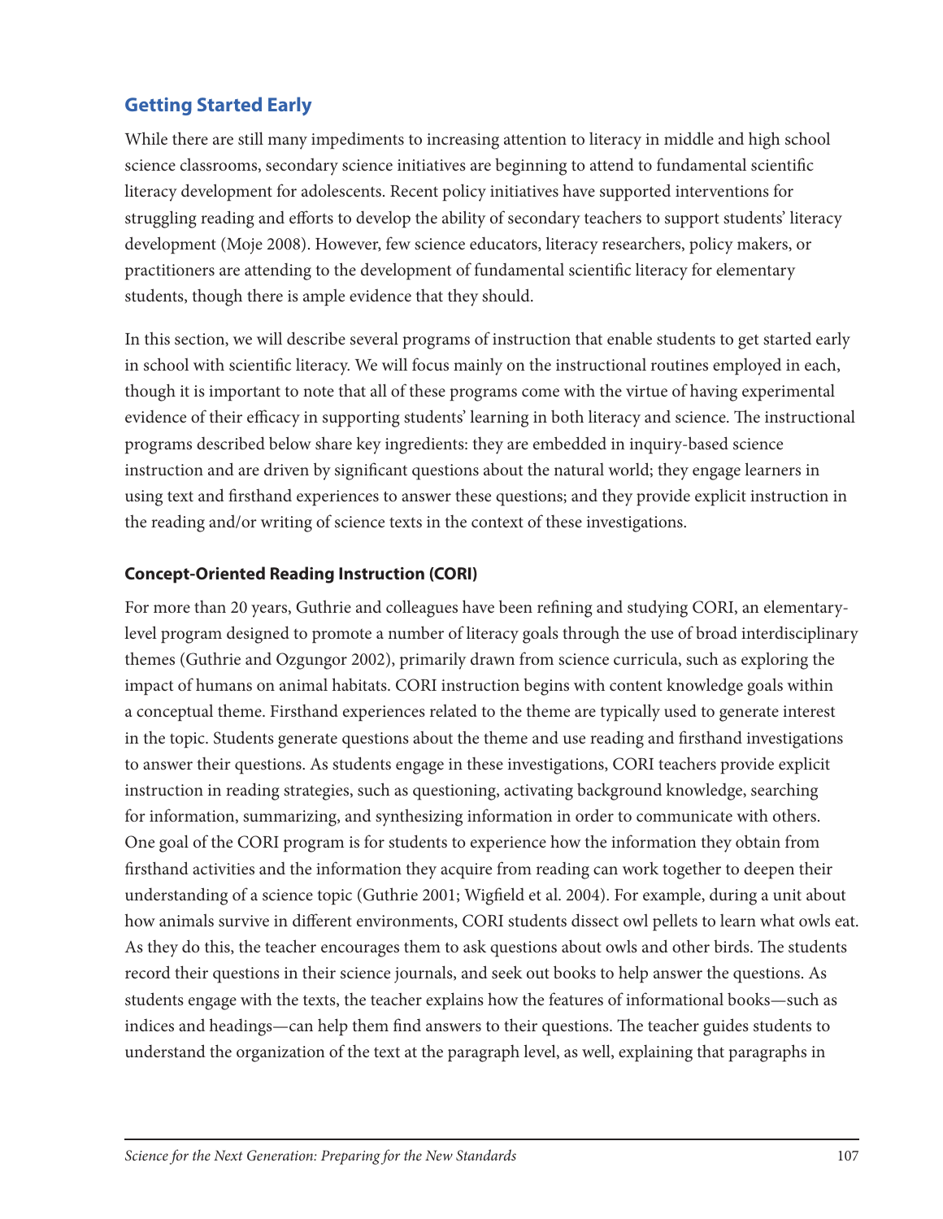## Getting Started Early

While there are still many impediments to increasing attention to literacy in middle and high school science classrooms, secondary science initiatives are beginning to attend to fundamental scientific literacy development for adolescents. Recent policy initiatives have supported interventions for struggling reading and efforts to develop the ability of secondary teachers to support students' literacy development (Moje 2008). However, few science educators, literacy researchers, policy makers, or practitioners are attending to the development of fundamental scientific literacy for elementary students, though there is ample evidence that they should.

In this section, we will describe several programs of instruction that enable students to get started early in school with scientific literacy. We will focus mainly on the instructional routines employed in each, though it is important to note that all of these programs come with the virtue of having experimental evidence of their efficacy in supporting students' learning in both literacy and science. The instructional programs described below share key ingredients: they are embedded in inquiry-based science instruction and are driven by significant questions about the natural world; they engage learners in using text and firsthand experiences to answer these questions; and they provide explicit instruction in the reading and/or writing of science texts in the context of these investigations.

### Concept-Oriented Reading Instruction (CORI)

For more than 20 years, Guthrie and colleagues have been refining and studying CORI, an elementary-level program designed to promote a number of literacy goals through the use of broad interdisciplinary themes (Guthrie and Ozgungor 2002), primarily drawn from science curricula, such as exploring the impact of humans on animal habitats. CORI instruction begins with content knowledge goals within a conceptual theme. Firsthand experiences related to the theme are typically used to generate interest in the topic. Students generate questions about the theme and use reading and firsthand investigations to answer their questions. As students engage in these investigations, CORI teachers provide explicit instruction in reading strategies, such as questioning, activating background knowledge, searching for information, summarizing, and synthesizing information in order to communicate with others. One goal of the CORI program is for students to experience how the information they obtain from firsthand activities and the information they acquire from reading can work together to deepen their understanding of a science topic (Guthrie 2001; Wigfield et al. 2004). For example, during a unit about how animals survive in different environments, CORI students dissect owl pellets to learn what owls eat. As they do this, the teacher encourages them to ask questions about owls and other birds. The students record their questions in their science journals, and seek out books to help answer the questions. As students engage with the texts, the teacher explains how the features of informational books—such as indices and headings—can help them find answers to their questions. The teacher guides students to understand the organization of the text at the paragraph level, as well, explaining that paragraphs in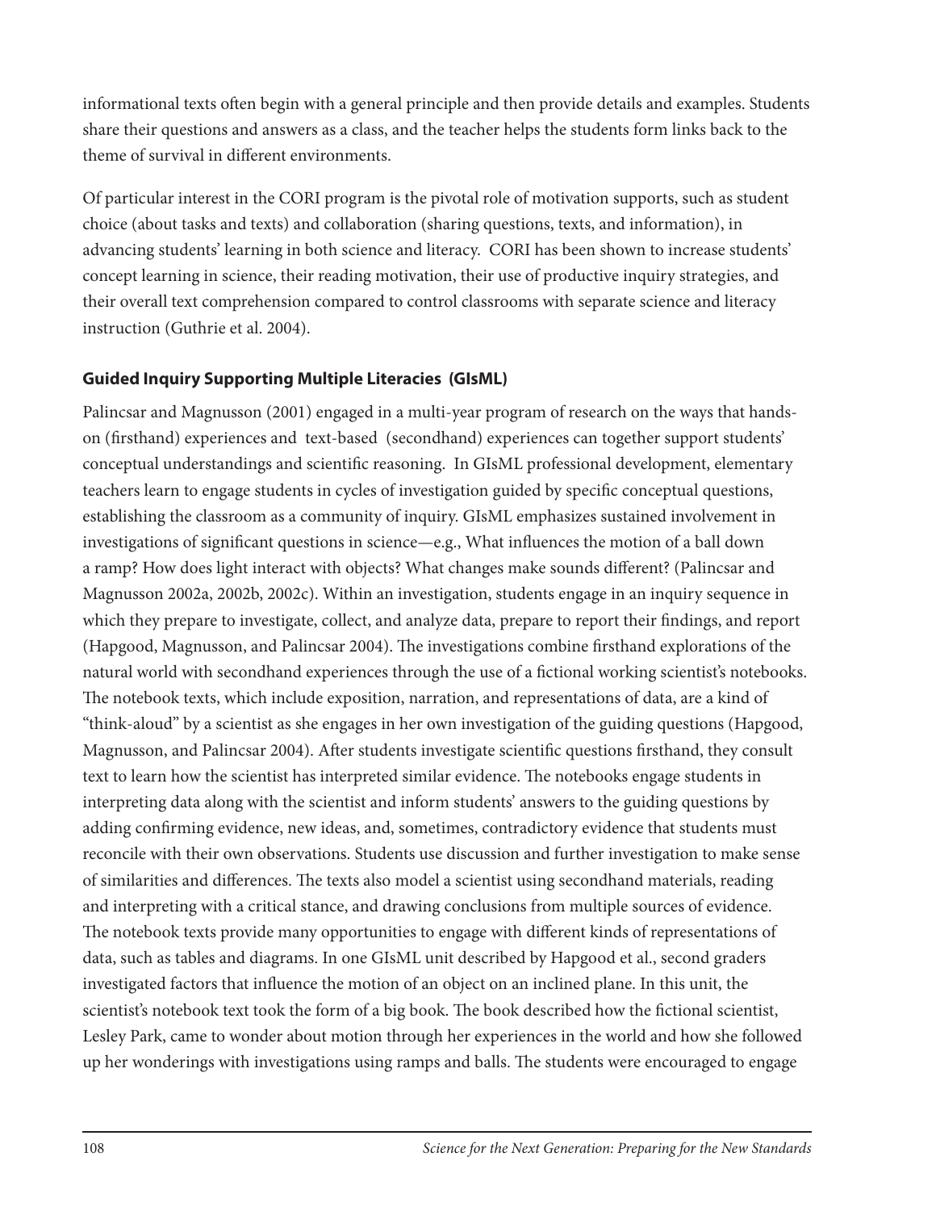informational texts often begin with a general principle and then provide details and examples. Students share their questions and answers as a class, and the teacher helps the students form links back to the theme of survival in different environments.

Of particular interest in the CORI program is the pivotal role of motivation supports, such as student choice (about tasks and texts) and collaboration (sharing questions, texts, and information), in advancing students' learning in both science and literacy. CORI has been shown to increase students' concept learning in science, their reading motivation, their use of productive inquiry strategies, and their overall text comprehension compared to control classrooms with separate science and literacy instruction (Guthrie et al. 2004).

### Guided Inquiry Supporting Multiple Literacies (GIsML)

Palincsar and Magnusson (2001) engaged in a multi-year program of research on the ways that hands-on (firsthand) experiences and text-based (secondhand) experiences can together support students' conceptual understandings and scientific reasoning. In GIsML professional development, elementary teachers learn to engage students in cycles of investigation guided by specific conceptual questions, establishing the classroom as a community of inquiry. GIsML emphasizes sustained involvement in investigations of significant questions in science—e.g., What influences the motion of a ball down a ramp? How does light interact with objects? What changes make sounds different? (Palincsar and Magnusson 2002a, 2002b, 2002c). Within an investigation, students engage in an inquiry sequence in which they prepare to investigate, collect, and analyze data, prepare to report their findings, and report (Hapgood, Magnusson, and Palincsar 2004). The investigations combine firsthand explorations of the natural world with secondhand experiences through the use of a fictional working scientist's notebooks. The notebook texts, which include exposition, narration, and representations of data, are a kind of "think-aloud" by a scientist as she engages in her own investigation of the guiding questions (Hapgood, Magnusson, and Palincsar 2004). After students investigate scientific questions firsthand, they consult text to learn how the scientist has interpreted similar evidence. The notebooks engage students in interpreting data along with the scientist and inform students' answers to the guiding questions by adding confirming evidence, new ideas, and, sometimes, contradictory evidence that students must reconcile with their own observations. Students use discussion and further investigation to make sense of similarities and differences. The texts also model a scientist using secondhand materials, reading and interpreting with a critical stance, and drawing conclusions from multiple sources of evidence. The notebook texts provide many opportunities to engage with different kinds of representations of data, such as tables and diagrams. In one GIsML unit described by Hapgood et al., second graders investigated factors that influence the motion of an object on an inclined plane. In this unit, the scientist's notebook text took the form of a big book. The book described how the fictional scientist, Lesley Park, came to wonder about motion through her experiences in the world and how she followed up her wonderings with investigations using ramps and balls. The students were encouraged to engage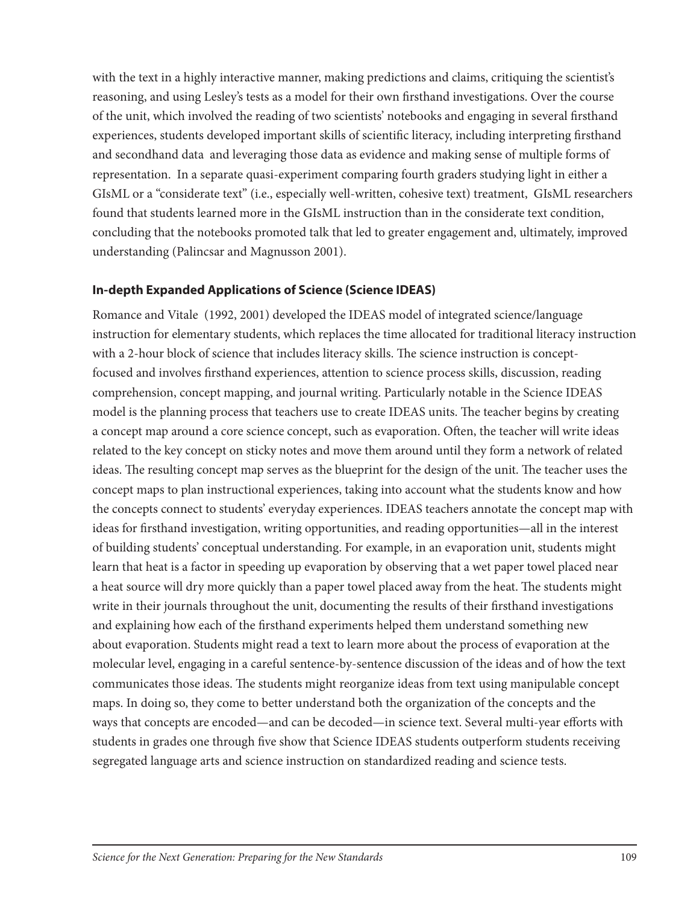with the text in a highly interactive manner, making predictions and claims, critiquing the scientist's reasoning, and using Lesley's tests as a model for their own firsthand investigations. Over the course of the unit, which involved the reading of two scientists' notebooks and engaging in several firsthand experiences, students developed important skills of scientific literacy, including interpreting firsthand and secondhand data and leveraging those data as evidence and making sense of multiple forms of representation. In a separate quasi-experiment comparing fourth graders studying light in either a GIsML or a "considerate text" (i.e., especially well-written, cohesive text) treatment, GIsML researchers found that students learned more in the GIsML instruction than in the considerate text condition, concluding that the notebooks promoted talk that led to greater engagement and, ultimately, improved understanding (Palincsar and Magnusson 2001).

### In-depth Expanded Applications of Science (Science IDEAS)

Romance and Vitale (1992, 2001) developed the IDEAS model of integrated science/language instruction for elementary students, which replaces the time allocated for traditional literacy instruction with a 2-hour block of science that includes literacy skills. The science instruction is concept-focused and involves firsthand experiences, attention to science process skills, discussion, reading comprehension, concept mapping, and journal writing. Particularly notable in the Science IDEAS model is the planning process that teachers use to create IDEAS units. The teacher begins by creating a concept map around a core science concept, such as evaporation. Often, the teacher will write ideas related to the key concept on sticky notes and move them around until they form a network of related ideas. The resulting concept map serves as the blueprint for the design of the unit. The teacher uses the concept maps to plan instructional experiences, taking into account what the students know and how the concepts connect to students' everyday experiences. IDEAS teachers annotate the concept map with ideas for firsthand investigation, writing opportunities, and reading opportunities—all in the interest of building students' conceptual understanding. For example, in an evaporation unit, students might learn that heat is a factor in speeding up evaporation by observing that a wet paper towel placed near a heat source will dry more quickly than a paper towel placed away from the heat. The students might write in their journals throughout the unit, documenting the results of their firsthand investigations and explaining how each of the firsthand experiments helped them understand something new about evaporation. Students might read a text to learn more about the process of evaporation at the molecular level, engaging in a careful sentence-by-sentence discussion of the ideas and of how the text communicates those ideas. The students might reorganize ideas from text using manipulable concept maps. In doing so, they come to better understand both the organization of the concepts and the ways that concepts are encoded—and can be decoded—in science text. Several multi-year efforts with students in grades one through five show that Science IDEAS students outperform students receiving segregated language arts and science instruction on standardized reading and science tests.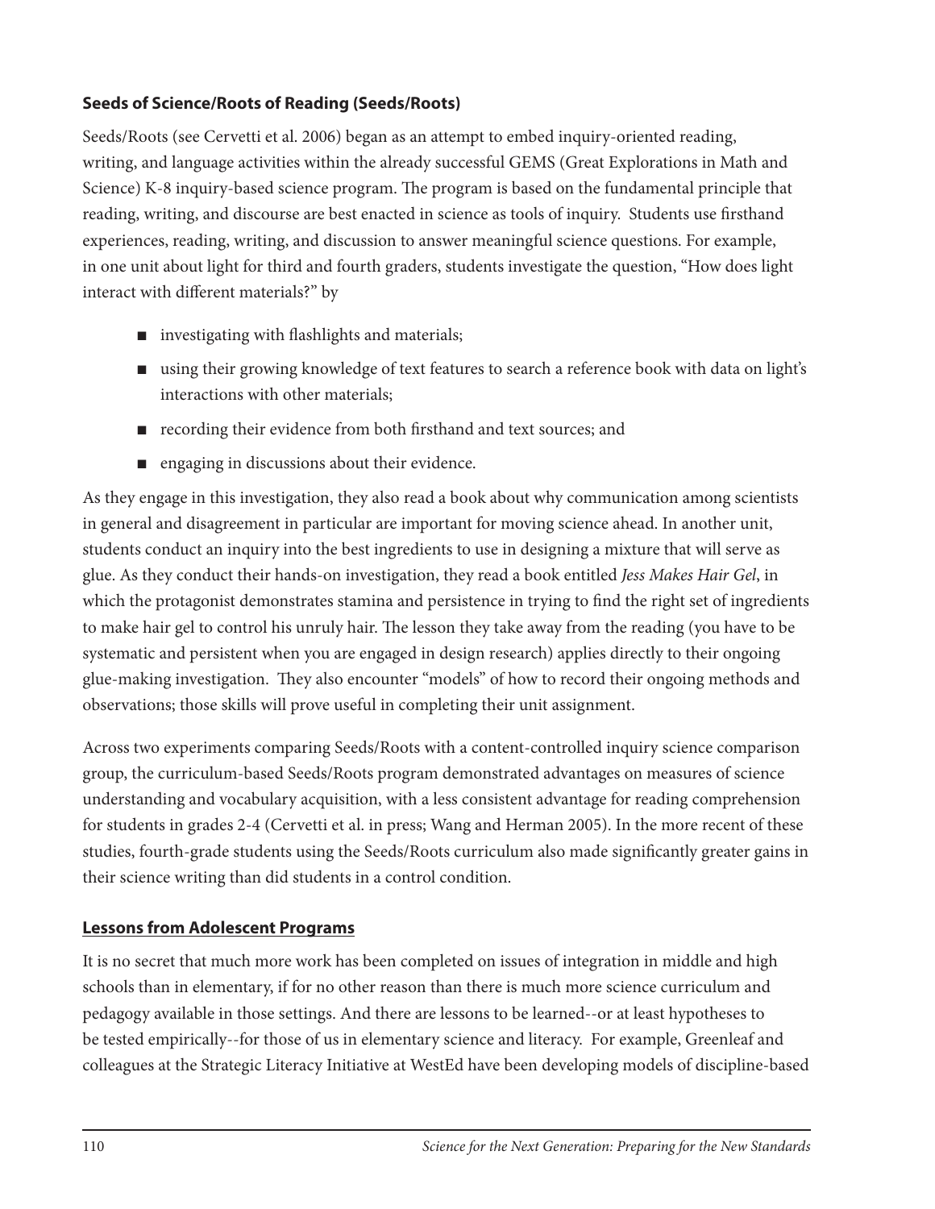### **Seeds of Science/Roots of Reading (Seeds/Roots)**

Seeds/Roots (see Cervetti et al. 2006) began as an attempt to embed inquiry-oriented reading, writing, and language activities within the already successful GEMS (Great Explorations in Math and Science) K-8 inquiry-based science program. The program is based on the fundamental principle that reading, writing, and discourse are best enacted in science as tools of inquiry. Students use firsthand experiences, reading, writing, and discussion to answer meaningful science questions. For example, in one unit about light for third and fourth graders, students investigate the question, "How does light interact with different materials?" by

- investigating with flashlights and materials;
- using their growing knowledge of text features to search a reference book with data on light's interactions with other materials;
- recording their evidence from both firsthand and text sources; and
- engaging in discussions about their evidence.

As they engage in this investigation, they also read a book about why communication among scientists in general and disagreement in particular are important for moving science ahead. In another unit, students conduct an inquiry into the best ingredients to use in designing a mixture that will serve as glue. As they conduct their hands-on investigation, they read a book entitled *Jess Makes Hair Gel*, in which the protagonist demonstrates stamina and persistence in trying to find the right set of ingredients to make hair gel to control his unruly hair. The lesson they take away from the reading (you have to be systematic and persistent when you are engaged in design research) applies directly to their ongoing glue-making investigation. They also encounter "models" of how to record their ongoing methods and observations; those skills will prove useful in completing their unit assignment.

Across two experiments comparing Seeds/Roots with a content-controlled inquiry science comparison group, the curriculum-based Seeds/Roots program demonstrated advantages on measures of science understanding and vocabulary acquisition, with a less consistent advantage for reading comprehension for students in grades 2-4 (Cervetti et al. in press; Wang and Herman 2005). In the more recent of these studies, fourth-grade students using the Seeds/Roots curriculum also made significantly greater gains in their science writing than did students in a control condition.

### **Lessons from Adolescent Programs**

It is no secret that much more work has been completed on issues of integration in middle and high schools than in elementary, if for no other reason than there is much more science curriculum and pedagogy available in those settings. And there are lessons to be learned--or at least hypotheses to be tested empirically--for those of us in elementary science and literacy. For example, Greenleaf and colleagues at the Strategic Literacy Initiative at WestEd have been developing models of discipline-based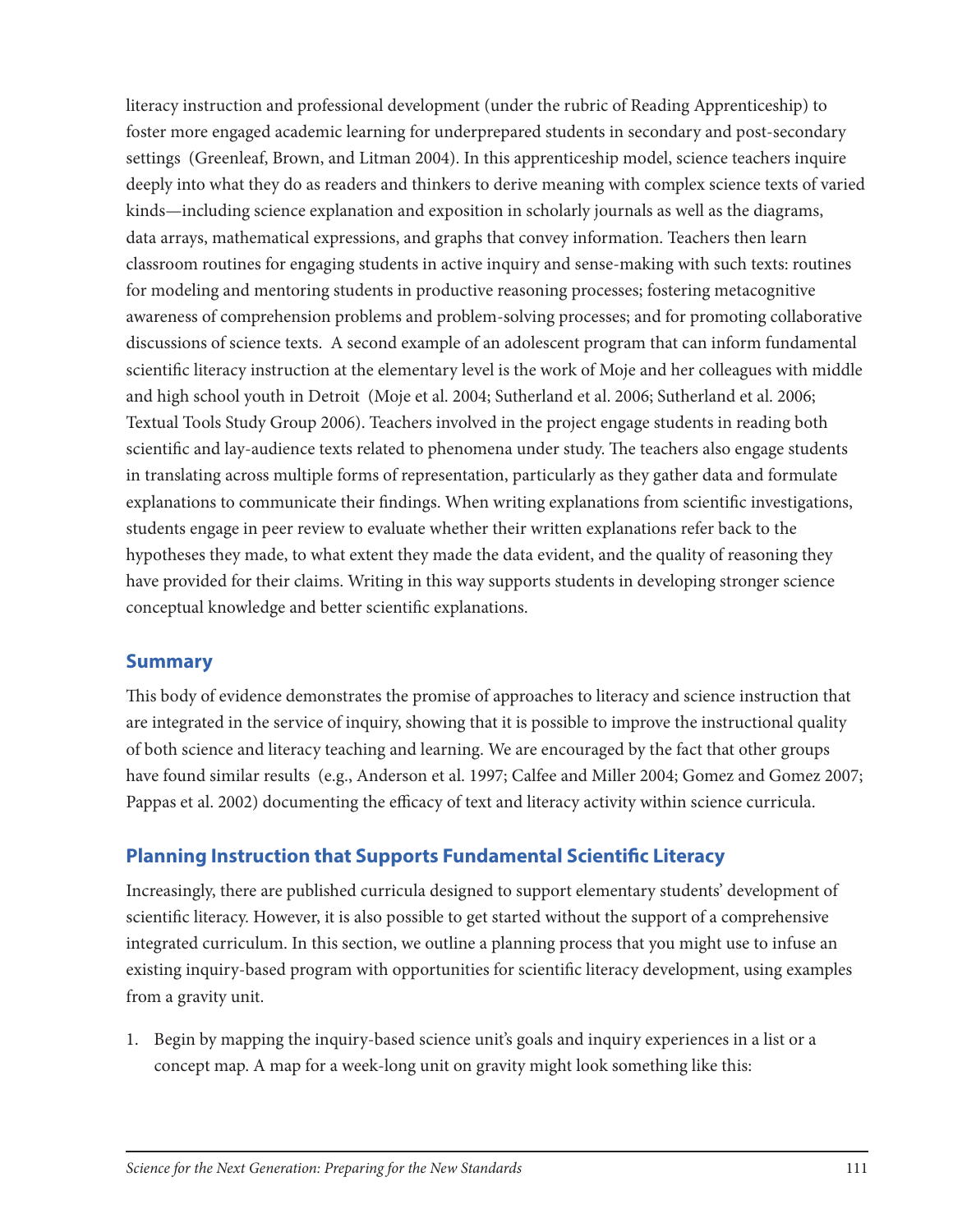literacy instruction and professional development (under the rubric of Reading Apprenticeship) to foster more engaged academic learning for underprepared students in secondary and post-secondary settings (Greenleaf, Brown, and Litman 2004). In this apprenticeship model, science teachers inquire deeply into what they do as readers and thinkers to derive meaning with complex science texts of varied kinds—including science explanation and exposition in scholarly journals as well as the diagrams, data arrays, mathematical expressions, and graphs that convey information. Teachers then learn classroom routines for engaging students in active inquiry and sense-making with such texts: routines for modeling and mentoring students in productive reasoning processes; fostering metacognitive awareness of comprehension problems and problem-solving processes; and for promoting collaborative discussions of science texts. A second example of an adolescent program that can inform fundamental scientific literacy instruction at the elementary level is the work of Moje and her colleagues with middle and high school youth in Detroit (Moje et al. 2004; Sutherland et al. 2006; Sutherland et al. 2006; Textual Tools Study Group 2006). Teachers involved in the project engage students in reading both scientific and lay-audience texts related to phenomena under study. The teachers also engage students in translating across multiple forms of representation, particularly as they gather data and formulate explanations to communicate their findings. When writing explanations from scientific investigations, students engage in peer review to evaluate whether their written explanations refer back to the hypotheses they made, to what extent they made the data evident, and the quality of reasoning they have provided for their claims. Writing in this way supports students in developing stronger science conceptual knowledge and better scientific explanations.

## Summary

This body of evidence demonstrates the promise of approaches to literacy and science instruction that are integrated in the service of inquiry, showing that it is possible to improve the instructional quality of both science and literacy teaching and learning. We are encouraged by the fact that other groups have found similar results (e.g., Anderson et al. 1997; Calfee and Miller 2004; Gomez and Gomez 2007; Pappas et al. 2002) documenting the efficacy of text and literacy activity within science curricula.

## Planning Instruction that Supports Fundamental Scientific Literacy

Increasingly, there are published curricula designed to support elementary students' development of scientific literacy. However, it is also possible to get started without the support of a comprehensive integrated curriculum. In this section, we outline a planning process that you might use to infuse an existing inquiry-based program with opportunities for scientific literacy development, using examples from a gravity unit.

1. Begin by mapping the inquiry-based science unit's goals and inquiry experiences in a list or a concept map. A map for a week-long unit on gravity might look something like this: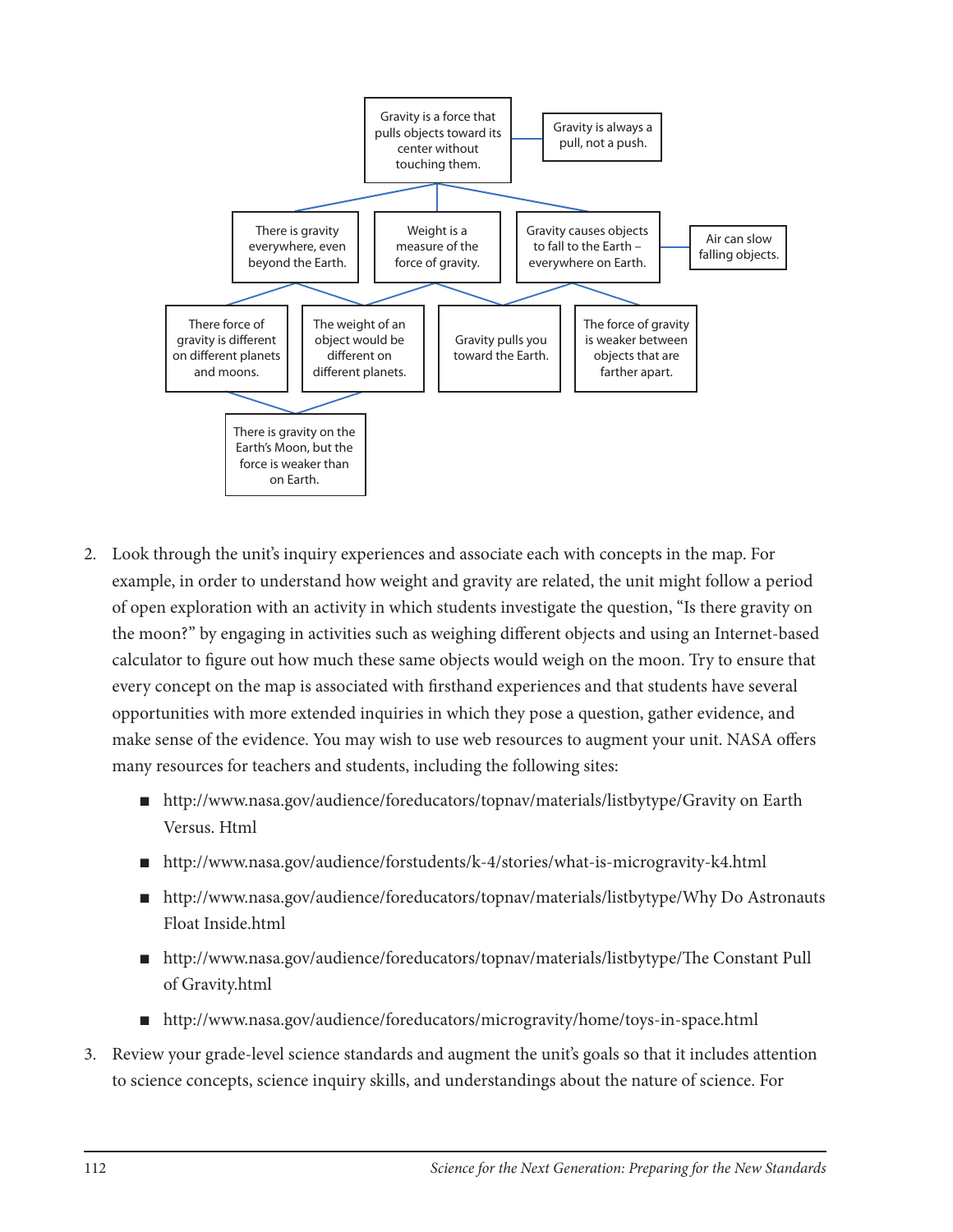Gravity is a force that pulls objects toward its center without touching them.

Gravity is always a pull, not a push.

There is gravity everywhere, even beyond the Earth.

Weight is a measure of the force of gravity.

Gravity causes objects to fall to the Earth – everywhere on Earth.

Air can slow falling objects.

There force of gravity is different on different planets and moons.

The weight of an object would be different on different planets.

Gravity pulls you toward the Earth.

The force of gravity is weaker between objects that are farther apart.

There is gravity on the Earth's Moon, but the force is weaker than on Earth.

2. Look through the unit's inquiry experiences and associate each with concepts in the map. For example, in order to understand how weight and gravity are related, the unit might follow a period of open exploration with an activity in which students investigate the question, "Is there gravity on the moon?" by engaging in activities such as weighing different objects and using an Internet-based calculator to figure out how much these same objects would weigh on the moon. Try to ensure that every concept on the map is associated with firsthand experiences and that students have several opportunities with more extended inquiries in which they pose a question, gather evidence, and make sense of the evidence. You may wish to use web resources to augment your unit. NASA offers many resources for teachers and students, including the following sites:

   - http://www.nasa.gov/audience/foreducators/topnav/materials/listbytype/Gravity on Earth Versus. Html
   - http://www.nasa.gov/audience/forstudents/k-4/stories/what-is-microgravity-k4.html
   - http://www.nasa.gov/audience/foreducators/topnav/materials/listbytype/Why Do Astronauts Float Inside.html
   - http://www.nasa.gov/audience/foreducators/topnav/materials/listbytype/The Constant Pull of Gravity.html
   - http://www.nasa.gov/audience/foreducators/microgravity/home/toys-in-space.html

3. Review your grade-level science standards and augment the unit's goals so that it includes attention to science concepts, science inquiry skills, and understandings about the nature of science. For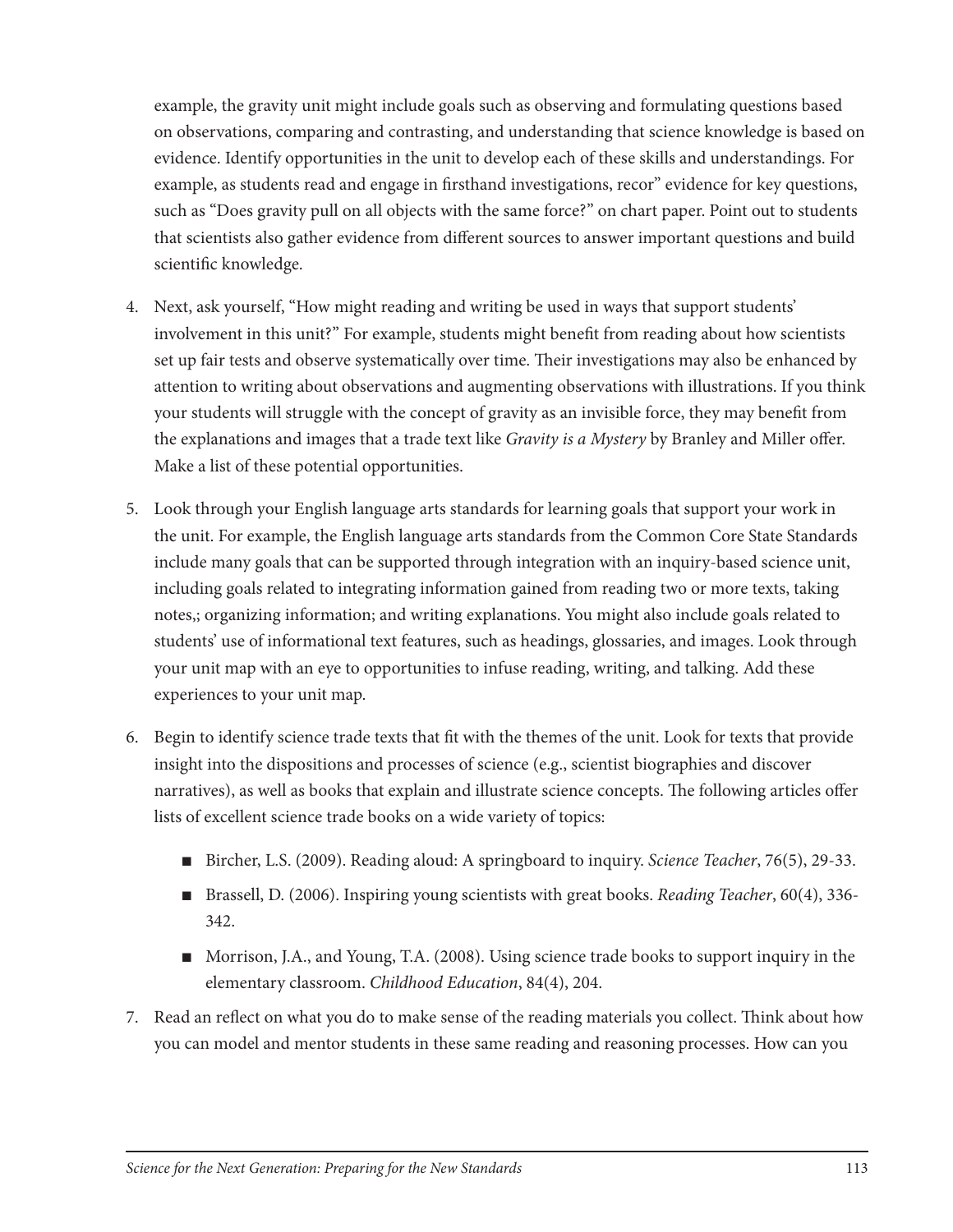example, the gravity unit might include goals such as observing and formulating questions based on observations, comparing and contrasting, and understanding that science knowledge is based on evidence. Identify opportunities in the unit to develop each of these skills and understandings. For example, as students read and engage in firsthand investigations, recor" evidence for key questions, such as "Does gravity pull on all objects with the same force?" on chart paper. Point out to students that scientists also gather evidence from different sources to answer important questions and build scientific knowledge.

4. Next, ask yourself, "How might reading and writing be used in ways that support students' involvement in this unit?" For example, students might benefit from reading about how scientists set up fair tests and observe systematically over time. Their investigations may also be enhanced by attention to writing about observations and augmenting observations with illustrations. If you think your students will struggle with the concept of gravity as an invisible force, they may benefit from the explanations and images that a trade text like *Gravity is a Mystery* by Branley and Miller offer. Make a list of these potential opportunities.

5. Look through your English language arts standards for learning goals that support your work in the unit. For example, the English language arts standards from the Common Core State Standards include many goals that can be supported through integration with an inquiry-based science unit, including goals related to integrating information gained from reading two or more texts, taking notes,; organizing information; and writing explanations. You might also include goals related to students' use of informational text features, such as headings, glossaries, and images. Look through your unit map with an eye to opportunities to infuse reading, writing, and talking. Add these experiences to your unit map.

6. Begin to identify science trade texts that fit with the themes of the unit. Look for texts that provide insight into the dispositions and processes of science (e.g., scientist biographies and discover narratives), as well as books that explain and illustrate science concepts. The following articles offer lists of excellent science trade books on a wide variety of topics:

   - Bircher, L.S. (2009). Reading aloud: A springboard to inquiry. *Science Teacher*, 76(5), 29-33.
   - Brassell, D. (2006). Inspiring young scientists with great books. *Reading Teacher*, 60(4), 336-342.
   - Morrison, J.A., and Young, T.A. (2008). Using science trade books to support inquiry in the elementary classroom. *Childhood Education*, 84(4), 204.

7. Read an reflect on what you do to make sense of the reading materials you collect. Think about how you can model and mentor students in these same reading and reasoning processes. How can you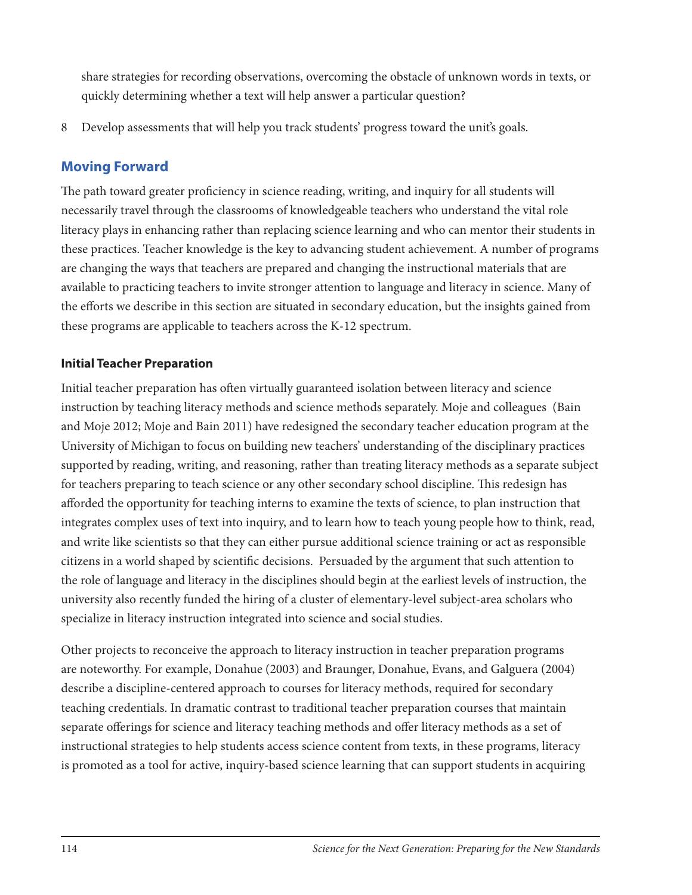share strategies for recording observations, overcoming the obstacle of unknown words in texts, or quickly determining whether a text will help answer a particular question?

8 Develop assessments that will help you track students' progress toward the unit's goals.

## Moving Forward

The path toward greater proficiency in science reading, writing, and inquiry for all students will necessarily travel through the classrooms of knowledgeable teachers who understand the vital role literacy plays in enhancing rather than replacing science learning and who can mentor their students in these practices. Teacher knowledge is the key to advancing student achievement. A number of programs are changing the ways that teachers are prepared and changing the instructional materials that are available to practicing teachers to invite stronger attention to language and literacy in science. Many of the efforts we describe in this section are situated in secondary education, but the insights gained from these programs are applicable to teachers across the K-12 spectrum.

### Initial Teacher Preparation

Initial teacher preparation has often virtually guaranteed isolation between literacy and science instruction by teaching literacy methods and science methods separately. Moje and colleagues (Bain and Moje 2012; Moje and Bain 2011) have redesigned the secondary teacher education program at the University of Michigan to focus on building new teachers' understanding of the disciplinary practices supported by reading, writing, and reasoning, rather than treating literacy methods as a separate subject for teachers preparing to teach science or any other secondary school discipline. This redesign has afforded the opportunity for teaching interns to examine the texts of science, to plan instruction that integrates complex uses of text into inquiry, and to learn how to teach young people how to think, read, and write like scientists so that they can either pursue additional science training or act as responsible citizens in a world shaped by scientific decisions. Persuaded by the argument that such attention to the role of language and literacy in the disciplines should begin at the earliest levels of instruction, the university also recently funded the hiring of a cluster of elementary-level subject-area scholars who specialize in literacy instruction integrated into science and social studies.

Other projects to reconceive the approach to literacy instruction in teacher preparation programs are noteworthy. For example, Donahue (2003) and Braunger, Donahue, Evans, and Galguera (2004) describe a discipline-centered approach to courses for literacy methods, required for secondary teaching credentials. In dramatic contrast to traditional teacher preparation courses that maintain separate offerings for science and literacy teaching methods and offer literacy methods as a set of instructional strategies to help students access science content from texts, in these programs, literacy is promoted as a tool for active, inquiry-based science learning that can support students in acquiring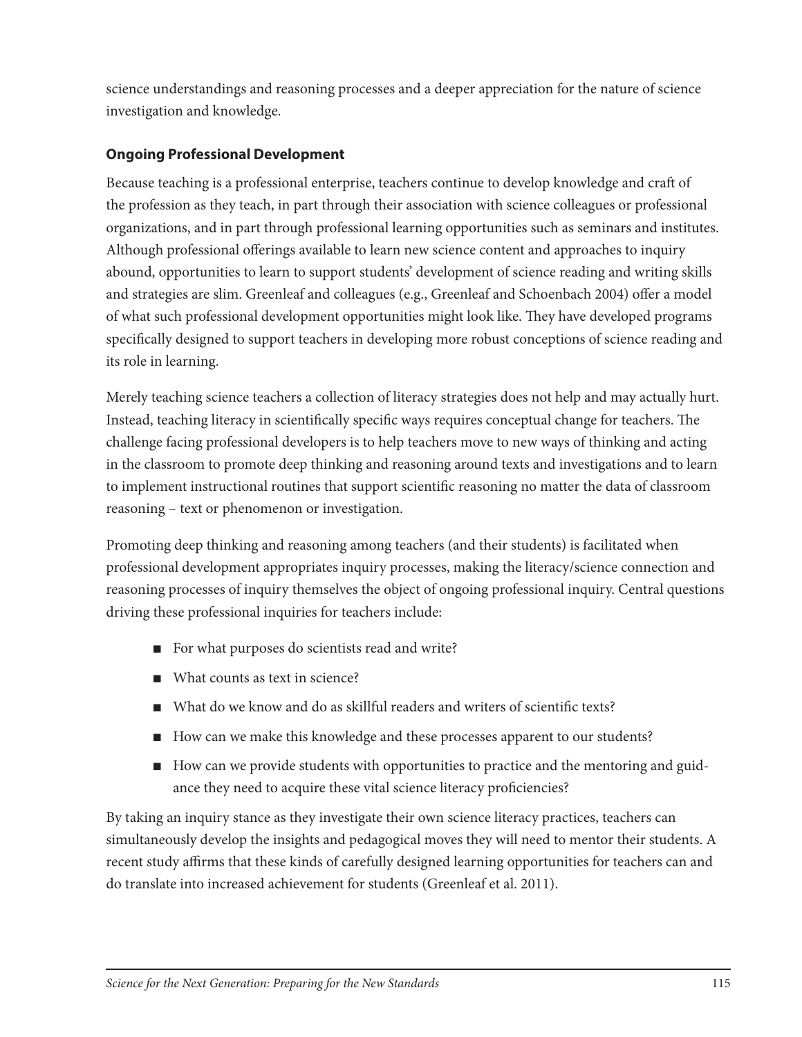science understandings and reasoning processes and a deeper appreciation for the nature of science investigation and knowledge.

### Ongoing Professional Development

Because teaching is a professional enterprise, teachers continue to develop knowledge and craft of the profession as they teach, in part through their association with science colleagues or professional organizations, and in part through professional learning opportunities such as seminars and institutes. Although professional offerings available to learn new science content and approaches to inquiry abound, opportunities to learn to support students' development of science reading and writing skills and strategies are slim. Greenleaf and colleagues (e.g., Greenleaf and Schoenbach 2004) offer a model of what such professional development opportunities might look like. They have developed programs specifically designed to support teachers in developing more robust conceptions of science reading and its role in learning.

Merely teaching science teachers a collection of literacy strategies does not help and may actually hurt. Instead, teaching literacy in scientifically specific ways requires conceptual change for teachers. The challenge facing professional developers is to help teachers move to new ways of thinking and acting in the classroom to promote deep thinking and reasoning around texts and investigations and to learn to implement instructional routines that support scientific reasoning no matter the data of classroom reasoning – text or phenomenon or investigation.

Promoting deep thinking and reasoning among teachers (and their students) is facilitated when professional development appropriates inquiry processes, making the literacy/science connection and reasoning processes of inquiry themselves the object of ongoing professional inquiry. Central questions driving these professional inquiries for teachers include:

- For what purposes do scientists read and write?
- What counts as text in science?
- What do we know and do as skillful readers and writers of scientific texts?
- How can we make this knowledge and these processes apparent to our students?
- How can we provide students with opportunities to practice and the mentoring and guidance they need to acquire these vital science literacy proficiencies?

By taking an inquiry stance as they investigate their own science literacy practices, teachers can simultaneously develop the insights and pedagogical moves they will need to mentor their students. A recent study affirms that these kinds of carefully designed learning opportunities for teachers can and do translate into increased achievement for students (Greenleaf et al. 2011).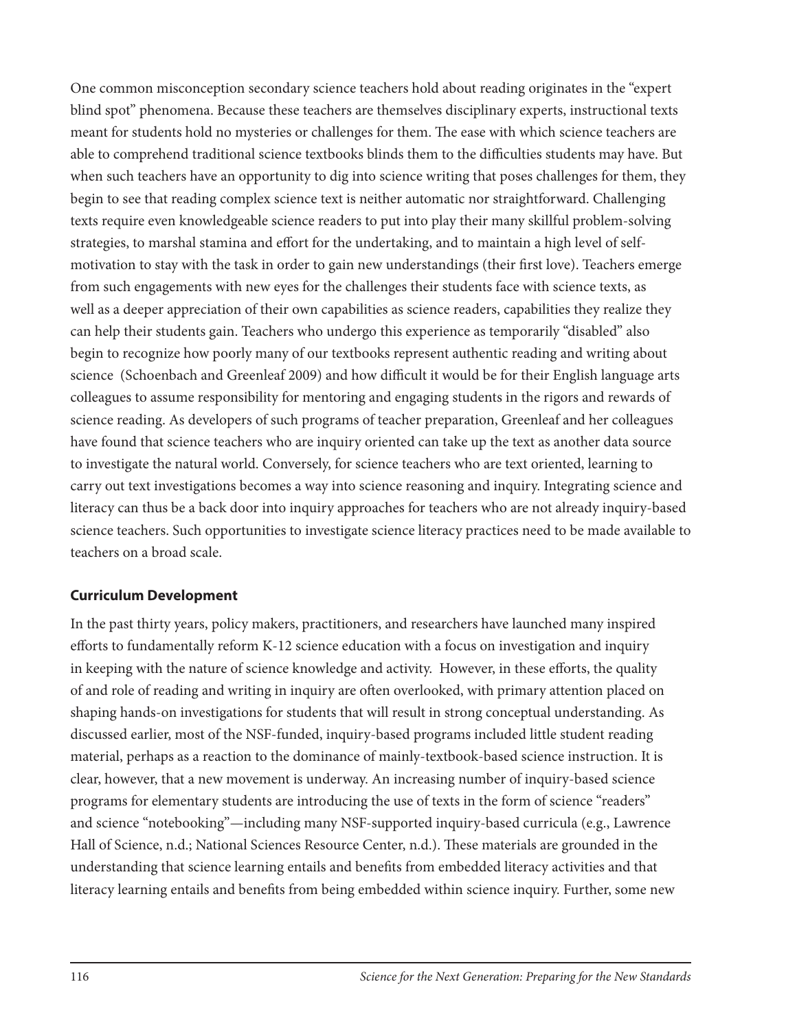One common misconception secondary science teachers hold about reading originates in the "expert blind spot" phenomena. Because these teachers are themselves disciplinary experts, instructional texts meant for students hold no mysteries or challenges for them. The ease with which science teachers are able to comprehend traditional science textbooks blinds them to the difficulties students may have. But when such teachers have an opportunity to dig into science writing that poses challenges for them, they begin to see that reading complex science text is neither automatic nor straightforward. Challenging texts require even knowledgeable science readers to put into play their many skillful problem-solving strategies, to marshal stamina and effort for the undertaking, and to maintain a high level of self-motivation to stay with the task in order to gain new understandings (their first love). Teachers emerge from such engagements with new eyes for the challenges their students face with science texts, as well as a deeper appreciation of their own capabilities as science readers, capabilities they realize they can help their students gain. Teachers who undergo this experience as temporarily "disabled" also begin to recognize how poorly many of our textbooks represent authentic reading and writing about science (Schoenbach and Greenleaf 2009) and how difficult it would be for their English language arts colleagues to assume responsibility for mentoring and engaging students in the rigors and rewards of science reading. As developers of such programs of teacher preparation, Greenleaf and her colleagues have found that science teachers who are inquiry oriented can take up the text as another data source to investigate the natural world. Conversely, for science teachers who are text oriented, learning to carry out text investigations becomes a way into science reasoning and inquiry. Integrating science and literacy can thus be a back door into inquiry approaches for teachers who are not already inquiry-based science teachers. Such opportunities to investigate science literacy practices need to be made available to teachers on a broad scale.

## Curriculum Development

In the past thirty years, policy makers, practitioners, and researchers have launched many inspired efforts to fundamentally reform K-12 science education with a focus on investigation and inquiry in keeping with the nature of science knowledge and activity. However, in these efforts, the quality of and role of reading and writing in inquiry are often overlooked, with primary attention placed on shaping hands-on investigations for students that will result in strong conceptual understanding. As discussed earlier, most of the NSF-funded, inquiry-based programs included little student reading material, perhaps as a reaction to the dominance of mainly-textbook-based science instruction. It is clear, however, that a new movement is underway. An increasing number of inquiry-based science programs for elementary students are introducing the use of texts in the form of science "readers" and science "notebooking"—including many NSF-supported inquiry-based curricula (e.g., Lawrence Hall of Science, n.d.; National Sciences Resource Center, n.d.). These materials are grounded in the understanding that science learning entails and benefits from embedded literacy activities and that literacy learning entails and benefits from being embedded within science inquiry. Further, some new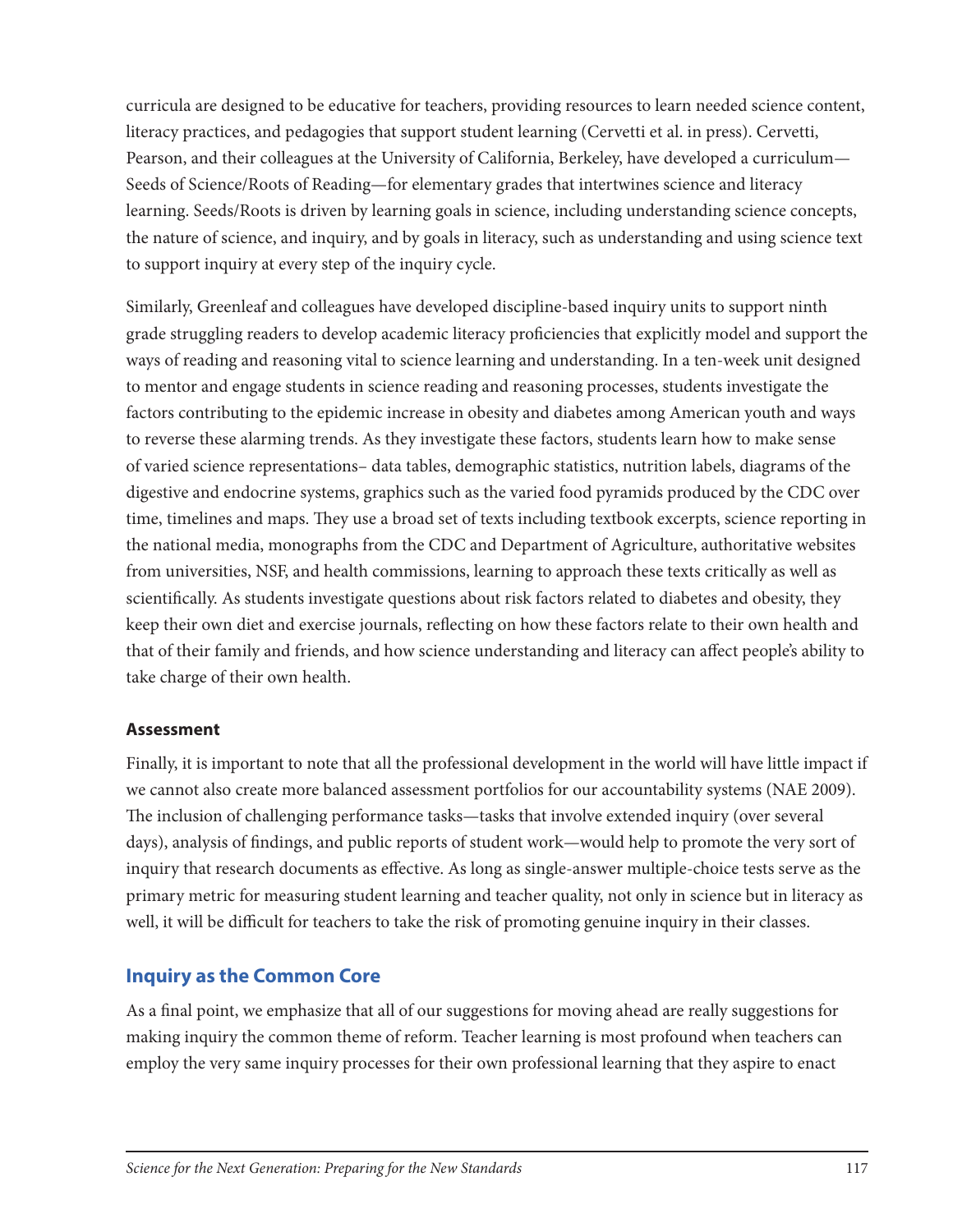curricula are designed to be educative for teachers, providing resources to learn needed science content, literacy practices, and pedagogies that support student learning (Cervetti et al. in press). Cervetti, Pearson, and their colleagues at the University of California, Berkeley, have developed a curriculum—Seeds of Science/Roots of Reading—for elementary grades that intertwines science and literacy learning. Seeds/Roots is driven by learning goals in science, including understanding science concepts, the nature of science, and inquiry, and by goals in literacy, such as understanding and using science text to support inquiry at every step of the inquiry cycle.

Similarly, Greenleaf and colleagues have developed discipline-based inquiry units to support ninth grade struggling readers to develop academic literacy proficiencies that explicitly model and support the ways of reading and reasoning vital to science learning and understanding. In a ten-week unit designed to mentor and engage students in science reading and reasoning processes, students investigate the factors contributing to the epidemic increase in obesity and diabetes among American youth and ways to reverse these alarming trends. As they investigate these factors, students learn how to make sense of varied science representations– data tables, demographic statistics, nutrition labels, diagrams of the digestive and endocrine systems, graphics such as the varied food pyramids produced by the CDC over time, timelines and maps. They use a broad set of texts including textbook excerpts, science reporting in the national media, monographs from the CDC and Department of Agriculture, authoritative websites from universities, NSF, and health commissions, learning to approach these texts critically as well as scientifically. As students investigate questions about risk factors related to diabetes and obesity, they keep their own diet and exercise journals, reflecting on how these factors relate to their own health and that of their family and friends, and how science understanding and literacy can affect people's ability to take charge of their own health.

### Assessment

Finally, it is important to note that all the professional development in the world will have little impact if we cannot also create more balanced assessment portfolios for our accountability systems (NAE 2009). The inclusion of challenging performance tasks—tasks that involve extended inquiry (over several days), analysis of findings, and public reports of student work—would help to promote the very sort of inquiry that research documents as effective. As long as single-answer multiple-choice tests serve as the primary metric for measuring student learning and teacher quality, not only in science but in literacy as well, it will be difficult for teachers to take the risk of promoting genuine inquiry in their classes.

## Inquiry as the Common Core

As a final point, we emphasize that all of our suggestions for moving ahead are really suggestions for making inquiry the common theme of reform. Teacher learning is most profound when teachers can employ the very same inquiry processes for their own professional learning that they aspire to enact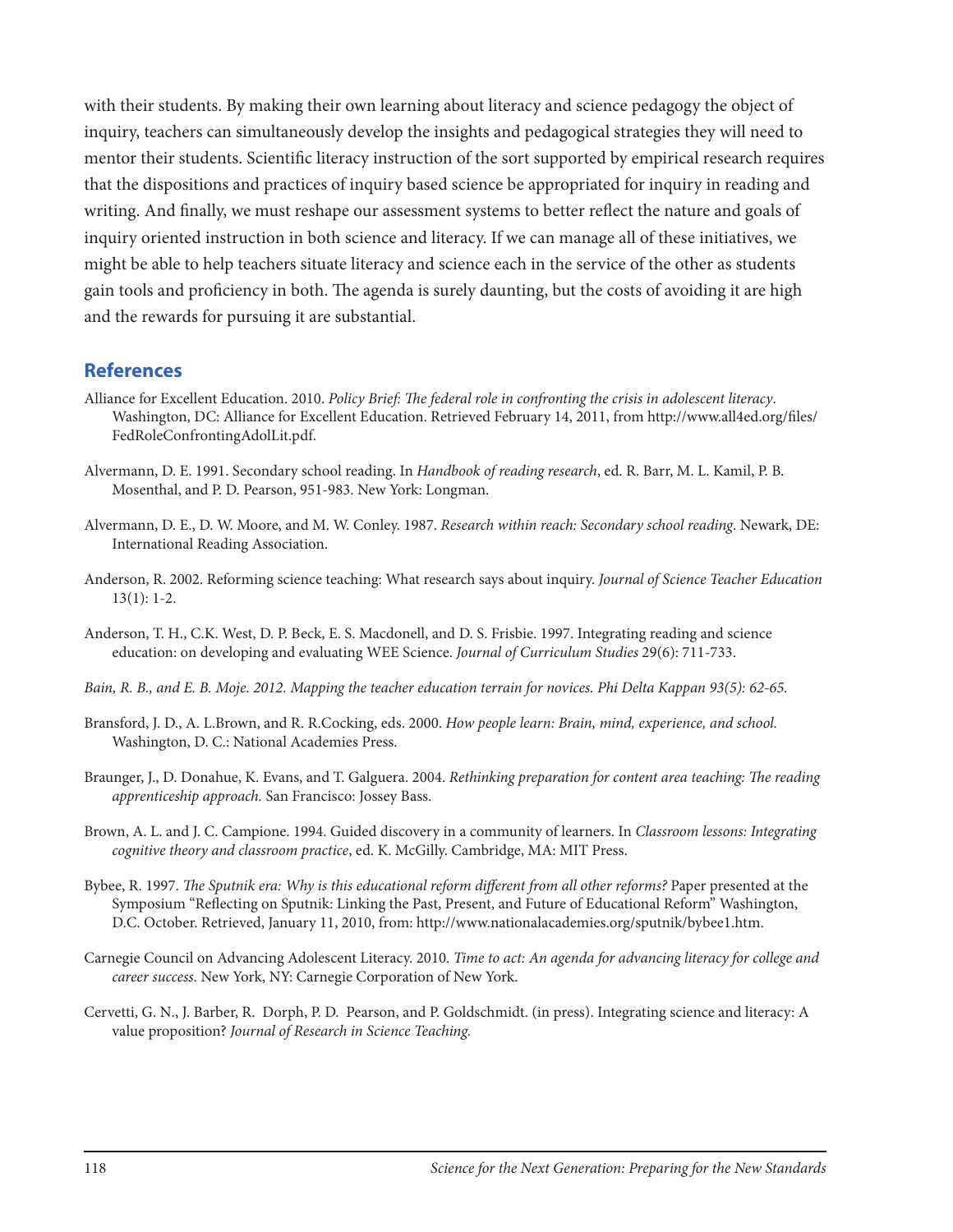with their students. By making their own learning about literacy and science pedagogy the object of inquiry, teachers can simultaneously develop the insights and pedagogical strategies they will need to mentor their students. Scientific literacy instruction of the sort supported by empirical research requires that the dispositions and practices of inquiry based science be appropriated for inquiry in reading and writing. And finally, we must reshape our assessment systems to better reflect the nature and goals of inquiry oriented instruction in both science and literacy. If we can manage all of these initiatives, we might be able to help teachers situate literacy and science each in the service of the other as students gain tools and proficiency in both. The agenda is surely daunting, but the costs of avoiding it are high and the rewards for pursuing it are substantial.

## References

Alliance for Excellent Education. 2010. *Policy Brief: The federal role in confronting the crisis in adolescent literacy*. Washington, DC: Alliance for Excellent Education. Retrieved February 14, 2011, from http://www.all4ed.org/files/FedRoleConfrontingAdolLit.pdf.

Alvermann, D. E. 1991. Secondary school reading. In *Handbook of reading research*, ed. R. Barr, M. L. Kamil, P. B. Mosenthal, and P. D. Pearson, 951-983. New York: Longman.

Alvermann, D. E., D. W. Moore, and M. W. Conley. 1987. *Research within reach: Secondary school reading*. Newark, DE: International Reading Association.

Anderson, R. 2002. Reforming science teaching: What research says about inquiry. *Journal of Science Teacher Education* 13(1): 1-2.

Anderson, T. H., C.K. West, D. P. Beck, E. S. Macdonell, and D. S. Frisbie. 1997. Integrating reading and science education: on developing and evaluating WEE Science. *Journal of Curriculum Studies* 29(6): 711-733.

*Bain, R. B., and E. B. Moje. 2012. Mapping the teacher education terrain for novices. Phi Delta Kappan 93(5): 62-65.*

Bransford, J. D., A. L.Brown, and R. R.Cocking, eds. 2000. *How people learn: Brain, mind, experience, and school.* Washington, D. C.: National Academies Press.

Braunger, J., D. Donahue, K. Evans, and T. Galguera. 2004. *Rethinking preparation for content area teaching: The reading apprenticeship approach.* San Francisco: Jossey Bass.

Brown, A. L. and J. C. Campione. 1994. Guided discovery in a community of learners. In *Classroom lessons: Integrating cognitive theory and classroom practice*, ed. K. McGilly. Cambridge, MA: MIT Press.

Bybee, R. 1997. *The Sputnik era: Why is this educational reform different from all other reforms?* Paper presented at the Symposium "Reflecting on Sputnik: Linking the Past, Present, and Future of Educational Reform" Washington, D.C. October. Retrieved, January 11, 2010, from: http://www.nationalacademies.org/sputnik/bybee1.htm.

Carnegie Council on Advancing Adolescent Literacy. 2010. *Time to act: An agenda for advancing literacy for college and career success.* New York, NY: Carnegie Corporation of New York.

Cervetti, G. N., J. Barber, R. Dorph, P. D. Pearson, and P. Goldschmidt. (in press). Integrating science and literacy: A value proposition? *Journal of Research in Science Teaching.*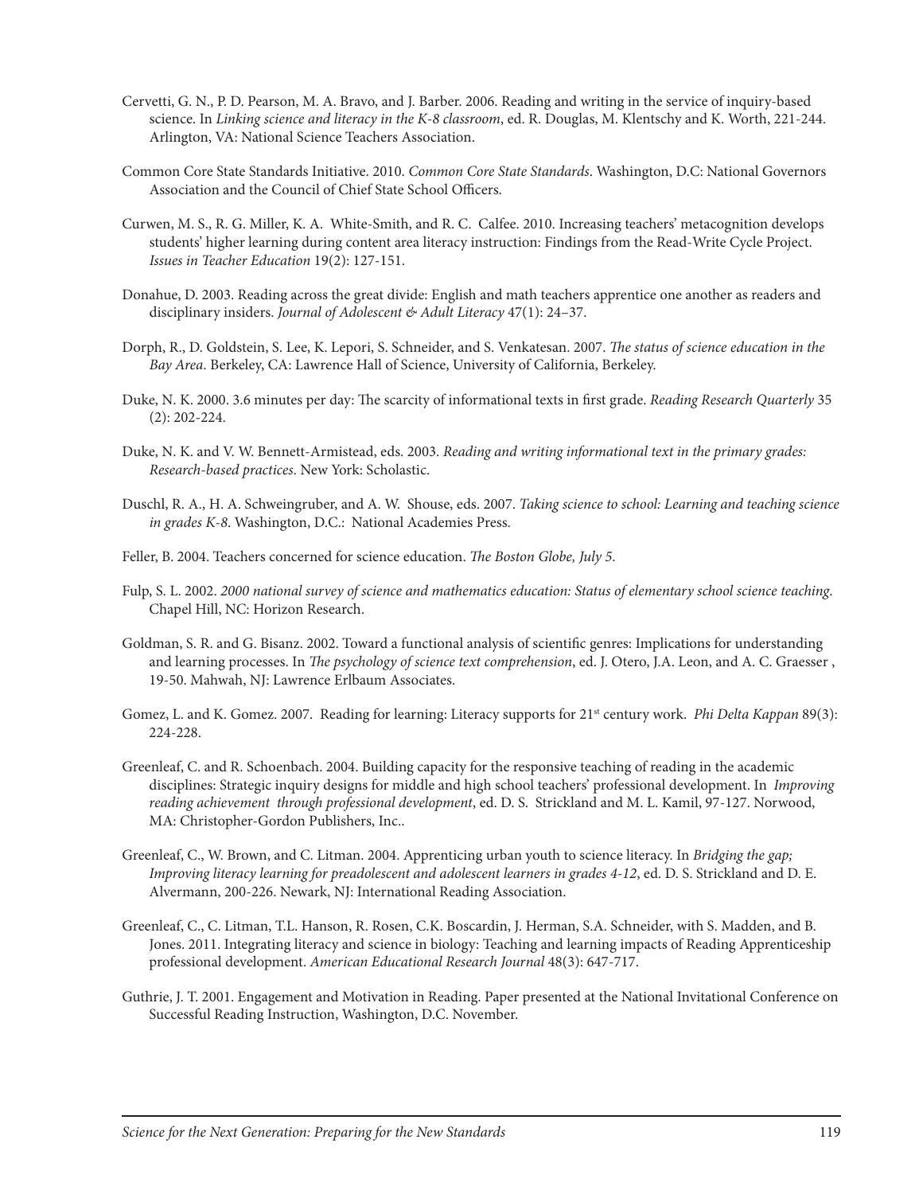Cervetti, G. N., P. D. Pearson, M. A. Bravo, and J. Barber. 2006. Reading and writing in the service of inquiry-based science. In *Linking science and literacy in the K-8 classroom*, ed. R. Douglas, M. Klentschy and K. Worth, 221-244. Arlington, VA: National Science Teachers Association.

Common Core State Standards Initiative. 2010. *Common Core State Standards*. Washington, D.C: National Governors Association and the Council of Chief State School Officers.

Curwen, M. S., R. G. Miller, K. A. White-Smith, and R. C. Calfee. 2010. Increasing teachers' metacognition develops students' higher learning during content area literacy instruction: Findings from the Read-Write Cycle Project. *Issues in Teacher Education* 19(2): 127-151.

Donahue, D. 2003. Reading across the great divide: English and math teachers apprentice one another as readers and disciplinary insiders. *Journal of Adolescent & Adult Literacy* 47(1): 24–37.

Dorph, R., D. Goldstein, S. Lee, K. Lepori, S. Schneider, and S. Venkatesan. 2007. *The status of science education in the Bay Area*. Berkeley, CA: Lawrence Hall of Science, University of California, Berkeley.

Duke, N. K. 2000. 3.6 minutes per day: The scarcity of informational texts in first grade. *Reading Research Quarterly* 35 (2): 202-224.

Duke, N. K. and V. W. Bennett-Armistead, eds. 2003. *Reading and writing informational text in the primary grades: Research-based practices*. New York: Scholastic.

Duschl, R. A., H. A. Schweingruber, and A. W. Shouse, eds. 2007. *Taking science to school: Learning and teaching science in grades K-8*. Washington, D.C.: National Academies Press.

Feller, B. 2004. Teachers concerned for science education. *The Boston Globe, July 5*.

Fulp, S. L. 2002. *2000 national survey of science and mathematics education: Status of elementary school science teaching*. Chapel Hill, NC: Horizon Research.

Goldman, S. R. and G. Bisanz. 2002. Toward a functional analysis of scientific genres: Implications for understanding and learning processes. In *The psychology of science text comprehension*, ed. J. Otero, J.A. Leon, and A. C. Graesser , 19-50. Mahwah, NJ: Lawrence Erlbaum Associates.

Gomez, L. and K. Gomez. 2007. Reading for learning: Literacy supports for 21st century work. *Phi Delta Kappan* 89(3): 224-228.

Greenleaf, C. and R. Schoenbach. 2004. Building capacity for the responsive teaching of reading in the academic disciplines: Strategic inquiry designs for middle and high school teachers' professional development. In *Improving reading achievement through professional development*, ed. D. S. Strickland and M. L. Kamil, 97-127. Norwood, MA: Christopher-Gordon Publishers, Inc..

Greenleaf, C., W. Brown, and C. Litman. 2004. Apprenticing urban youth to science literacy. In *Bridging the gap; Improving literacy learning for preadolescent and adolescent learners in grades 4-12*, ed. D. S. Strickland and D. E. Alvermann, 200-226. Newark, NJ: International Reading Association.

Greenleaf, C., C. Litman, T.L. Hanson, R. Rosen, C.K. Boscardin, J. Herman, S.A. Schneider, with S. Madden, and B. Jones. 2011. Integrating literacy and science in biology: Teaching and learning impacts of Reading Apprenticeship professional development. *American Educational Research Journal* 48(3): 647-717.

Guthrie, J. T. 2001. Engagement and Motivation in Reading. Paper presented at the National Invitational Conference on Successful Reading Instruction, Washington, D.C. November.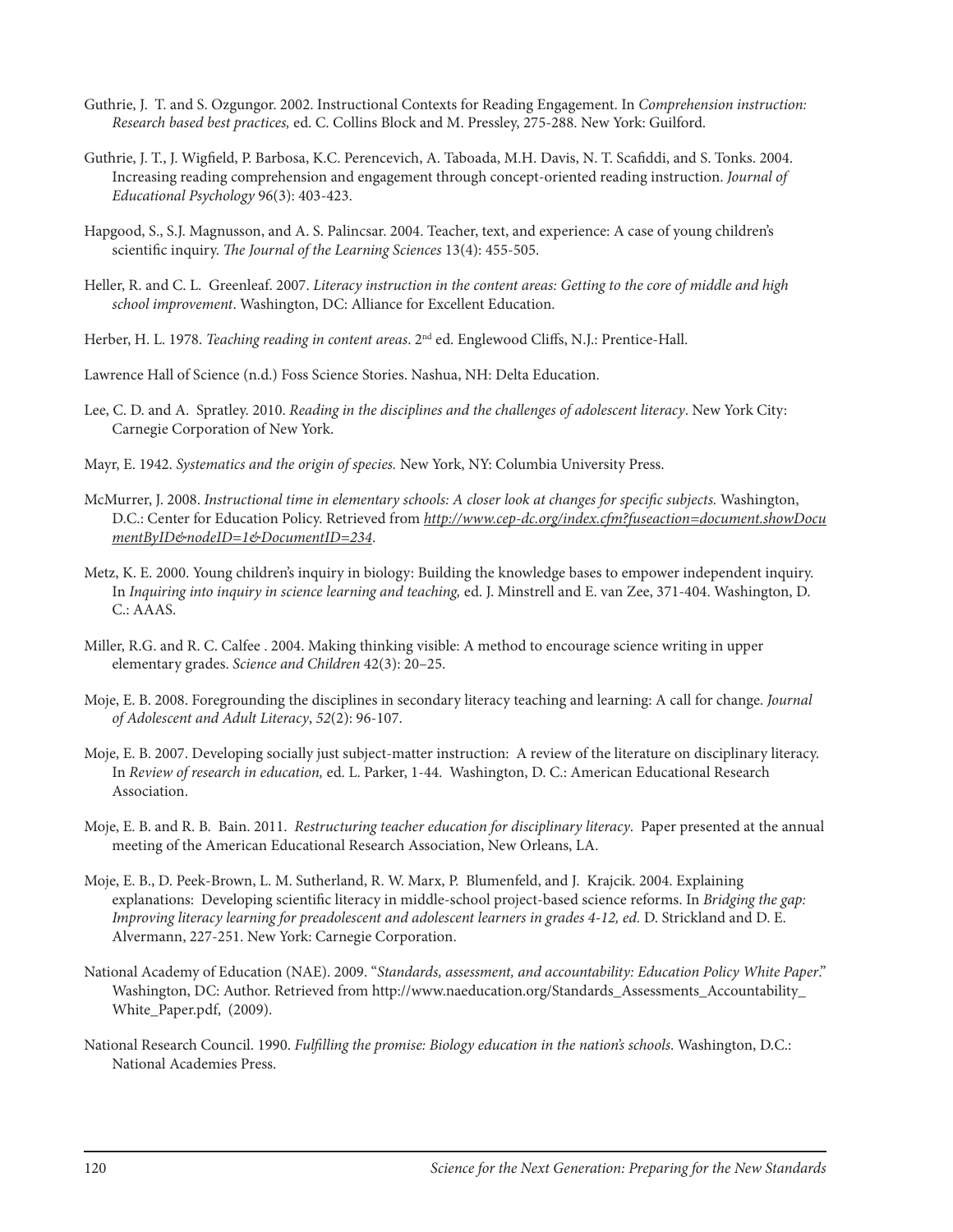Guthrie, J. T. and S. Ozgungor. 2002. Instructional Contexts for Reading Engagement. In *Comprehension instruction: Research based best practices,* ed. C. Collins Block and M. Pressley, 275-288. New York: Guilford.

Guthrie, J. T., J. Wigfield, P. Barbosa, K.C. Perencevich, A. Taboada, M.H. Davis, N. T. Scafiddi, and S. Tonks. 2004. Increasing reading comprehension and engagement through concept-oriented reading instruction. *Journal of Educational Psychology* 96(3): 403-423.

Hapgood, S., S.J. Magnusson, and A. S. Palincsar. 2004. Teacher, text, and experience: A case of young children's scientific inquiry. *The Journal of the Learning Sciences* 13(4): 455-505.

Heller, R. and C. L. Greenleaf. 2007. *Literacy instruction in the content areas: Getting to the core of middle and high school improvement*. Washington, DC: Alliance for Excellent Education.

Herber, H. L. 1978. *Teaching reading in content areas*. 2nd ed. Englewood Cliffs, N.J.: Prentice-Hall.

Lawrence Hall of Science (n.d.) Foss Science Stories. Nashua, NH: Delta Education.

Lee, C. D. and A. Spratley. 2010. *Reading in the disciplines and the challenges of adolescent literacy*. New York City: Carnegie Corporation of New York.

Mayr, E. 1942. *Systematics and the origin of species.* New York, NY: Columbia University Press.

McMurrer, J. 2008. *Instructional time in elementary schools: A closer look at changes for specific subjects.* Washington, D.C.: Center for Education Policy. Retrieved from *http://www.cep-dc.org/index.cfm?fuseaction=document.showDocumentByID&nodeID=1&DocumentID=234*.

Metz, K. E. 2000. Young children's inquiry in biology: Building the knowledge bases to empower independent inquiry. In *Inquiring into inquiry in science learning and teaching,* ed. J. Minstrell and E. van Zee, 371-404. Washington, D. C.: AAAS.

Miller, R.G. and R. C. Calfee . 2004. Making thinking visible: A method to encourage science writing in upper elementary grades. *Science and Children* 42(3): 20–25.

Moje, E. B. 2008. Foregrounding the disciplines in secondary literacy teaching and learning: A call for change. *Journal of Adolescent and Adult Literacy*, *52*(2): 96-107.

Moje, E. B. 2007. Developing socially just subject-matter instruction: A review of the literature on disciplinary literacy. In *Review of research in education,* ed. L. Parker, 1-44. Washington, D. C.: American Educational Research Association.

Moje, E. B. and R. B. Bain. 2011. *Restructuring teacher education for disciplinary literacy*. Paper presented at the annual meeting of the American Educational Research Association, New Orleans, LA.

Moje, E. B., D. Peek-Brown, L. M. Sutherland, R. W. Marx, P. Blumenfeld, and J. Krajcik. 2004. Explaining explanations: Developing scientific literacy in middle-school project-based science reforms. In *Bridging the gap: Improving literacy learning for preadolescent and adolescent learners in grades 4-12, ed.* D. Strickland and D. E. Alvermann, 227-251. New York: Carnegie Corporation.

National Academy of Education (NAE). 2009. "*Standards, assessment, and accountability: Education Policy White Paper.*" Washington, DC: Author. Retrieved from http://www.naeducation.org/Standards_Assessments_Accountability_White_Paper.pdf, (2009).

National Research Council. 1990. *Fulfilling the promise: Biology education in the nation's schools.* Washington, D.C.: National Academies Press.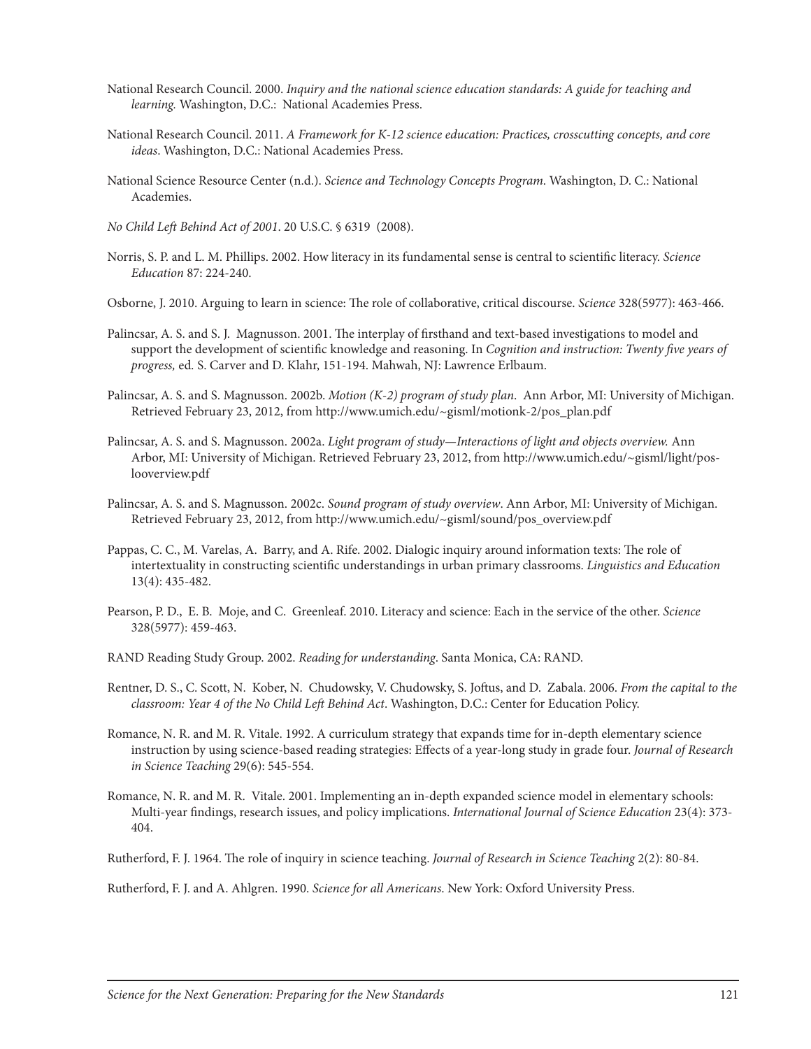National Research Council. 2000. *Inquiry and the national science education standards: A guide for teaching and learning.* Washington, D.C.: National Academies Press.

National Research Council. 2011. *A Framework for K-12 science education: Practices, crosscutting concepts, and core ideas*. Washington, D.C.: National Academies Press.

National Science Resource Center (n.d.). *Science and Technology Concepts Program*. Washington, D. C.: National Academies.

*No Child Left Behind Act of 2001*. 20 U.S.C. § 6319 (2008).

Norris, S. P. and L. M. Phillips. 2002. How literacy in its fundamental sense is central to scientific literacy. *Science Education* 87: 224-240.

Osborne, J. 2010. Arguing to learn in science: The role of collaborative, critical discourse. *Science* 328(5977): 463-466.

Palincsar, A. S. and S. J. Magnusson. 2001. The interplay of firsthand and text-based investigations to model and support the development of scientific knowledge and reasoning. In *Cognition and instruction: Twenty five years of progress,* ed. S. Carver and D. Klahr, 151-194. Mahwah, NJ: Lawrence Erlbaum.

Palincsar, A. S. and S. Magnusson. 2002b. *Motion (K-2) program of study plan*. Ann Arbor, MI: University of Michigan. Retrieved February 23, 2012, from http://www.umich.edu/~gisml/motionk-2/pos_plan.pdf

Palincsar, A. S. and S. Magnusson. 2002a. *Light program of study—Interactions of light and objects overview.* Ann Arbor, MI: University of Michigan. Retrieved February 23, 2012, from http://www.umich.edu/~gisml/light/pos-looverview.pdf

Palincsar, A. S. and S. Magnusson. 2002c. *Sound program of study overview*. Ann Arbor, MI: University of Michigan. Retrieved February 23, 2012, from http://www.umich.edu/~gisml/sound/pos_overview.pdf

Pappas, C. C., M. Varelas, A. Barry, and A. Rife. 2002. Dialogic inquiry around information texts: The role of intertextuality in constructing scientific understandings in urban primary classrooms. *Linguistics and Education* 13(4): 435-482.

Pearson, P. D., E. B. Moje, and C. Greenleaf. 2010. Literacy and science: Each in the service of the other. *Science* 328(5977): 459-463.

RAND Reading Study Group. 2002. *Reading for understanding*. Santa Monica, CA: RAND.

Rentner, D. S., C. Scott, N. Kober, N. Chudowsky, V. Chudowsky, S. Joftus, and D. Zabala. 2006. *From the capital to the classroom: Year 4 of the No Child Left Behind Act*. Washington, D.C.: Center for Education Policy.

Romance, N. R. and M. R. Vitale. 1992. A curriculum strategy that expands time for in-depth elementary science instruction by using science-based reading strategies: Effects of a year-long study in grade four. *Journal of Research in Science Teaching* 29(6): 545-554.

Romance, N. R. and M. R. Vitale. 2001. Implementing an in-depth expanded science model in elementary schools: Multi-year findings, research issues, and policy implications. *International Journal of Science Education* 23(4): 373-404.

Rutherford, F. J. 1964. The role of inquiry in science teaching. *Journal of Research in Science Teaching* 2(2): 80-84.

Rutherford, F. J. and A. Ahlgren. 1990. *Science for all Americans*. New York: Oxford University Press.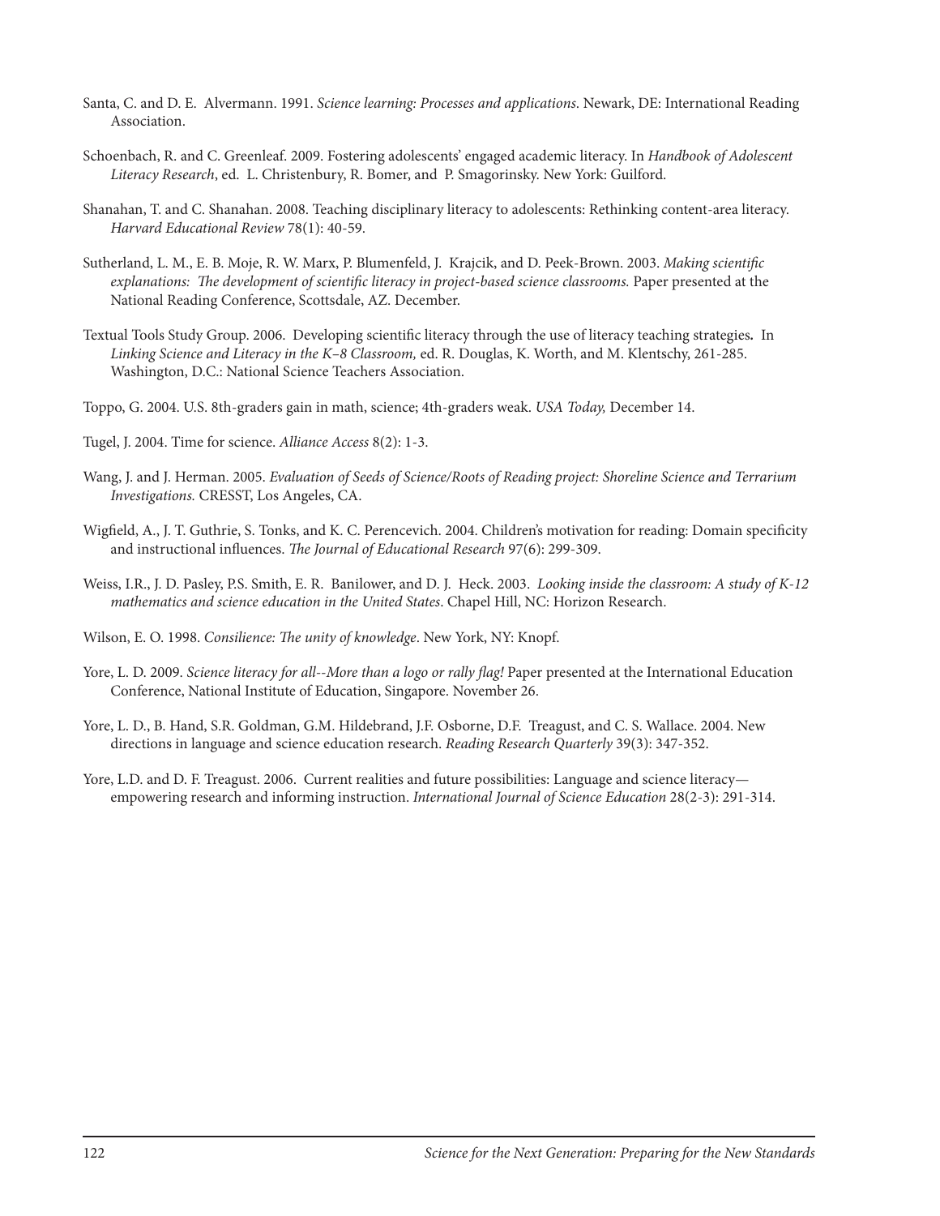Santa, C. and D. E. Alvermann. 1991. *Science learning: Processes and applications*. Newark, DE: International Reading Association.

Schoenbach, R. and C. Greenleaf. 2009. Fostering adolescents' engaged academic literacy. In *Handbook of Adolescent Literacy Research*, ed. L. Christenbury, R. Bomer, and P. Smagorinsky. New York: Guilford.

Shanahan, T. and C. Shanahan. 2008. Teaching disciplinary literacy to adolescents: Rethinking content-area literacy. *Harvard Educational Review* 78(1): 40-59.

Sutherland, L. M., E. B. Moje, R. W. Marx, P. Blumenfeld, J. Krajcik, and D. Peek-Brown. 2003. *Making scientific explanations: The development of scientific literacy in project-based science classrooms.* Paper presented at the National Reading Conference, Scottsdale, AZ. December.

Textual Tools Study Group. 2006. Developing scientific literacy through the use of literacy teaching strategies**.** In *Linking Science and Literacy in the K–8 Classroom,* ed. R. Douglas, K. Worth, and M. Klentschy, 261-285. Washington, D.C.: National Science Teachers Association.

Toppo, G. 2004. U.S. 8th-graders gain in math, science; 4th-graders weak. *USA Today,* December 14.

Tugel, J. 2004. Time for science. *Alliance Access* 8(2): 1-3.

Wang, J. and J. Herman. 2005. *Evaluation of Seeds of Science/Roots of Reading project: Shoreline Science and Terrarium Investigations.* CRESST, Los Angeles, CA.

Wigfield, A., J. T. Guthrie, S. Tonks, and K. C. Perencevich. 2004. Children's motivation for reading: Domain specificity and instructional influences. *The Journal of Educational Research* 97(6): 299-309.

Weiss, I.R., J. D. Pasley, P.S. Smith, E. R. Banilower, and D. J. Heck. 2003. *Looking inside the classroom: A study of K-12 mathematics and science education in the United States*. Chapel Hill, NC: Horizon Research.

Wilson, E. O. 1998. *Consilience: The unity of knowledge*. New York, NY: Knopf.

Yore, L. D. 2009. *Science literacy for all--More than a logo or rally flag!* Paper presented at the International Education Conference, National Institute of Education, Singapore. November 26.

Yore, L. D., B. Hand, S.R. Goldman, G.M. Hildebrand, J.F. Osborne, D.F. Treagust, and C. S. Wallace. 2004. New directions in language and science education research. *Reading Research Quarterly* 39(3): 347-352.

Yore, L.D. and D. F. Treagust. 2006. Current realities and future possibilities: Language and science literacy—empowering research and informing instruction. *International Journal of Science Education* 28(2-3): 291-314.